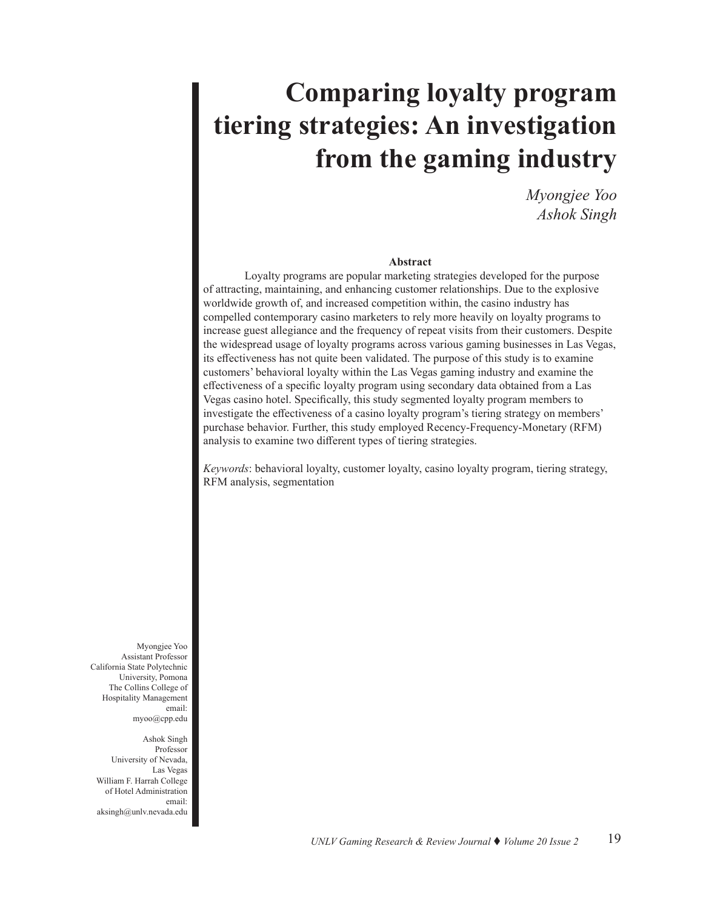# Comparing loyalty program tiering strategies: An investigation from the gaming industry

*Myongjee Yoo*
*Ashok Singh*

**Abstract**

Loyalty programs are popular marketing strategies developed for the purpose of attracting, maintaining, and enhancing customer relationships. Due to the explosive worldwide growth of, and increased competition within, the casino industry has compelled contemporary casino marketers to rely more heavily on loyalty programs to increase guest allegiance and the frequency of repeat visits from their customers. Despite the widespread usage of loyalty programs across various gaming businesses in Las Vegas, its effectiveness has not quite been validated. The purpose of this study is to examine customers' behavioral loyalty within the Las Vegas gaming industry and examine the effectiveness of a specific loyalty program using secondary data obtained from a Las Vegas casino hotel. Specifically, this study segmented loyalty program members to investigate the effectiveness of a casino loyalty program's tiering strategy on members' purchase behavior. Further, this study employed Recency-Frequency-Monetary (RFM) analysis to examine two different types of tiering strategies.

*Keywords*: behavioral loyalty, customer loyalty, casino loyalty program, tiering strategy, RFM analysis, segmentation

Myongjee Yoo
Assistant Professor
California State Polytechnic University, Pomona
The Collins College of Hospitality Management
email: myoo@cpp.edu

Ashok Singh
Professor
University of Nevada, Las Vegas
William F. Harrah College of Hotel Administration
email: aksingh@unlv.nevada.edu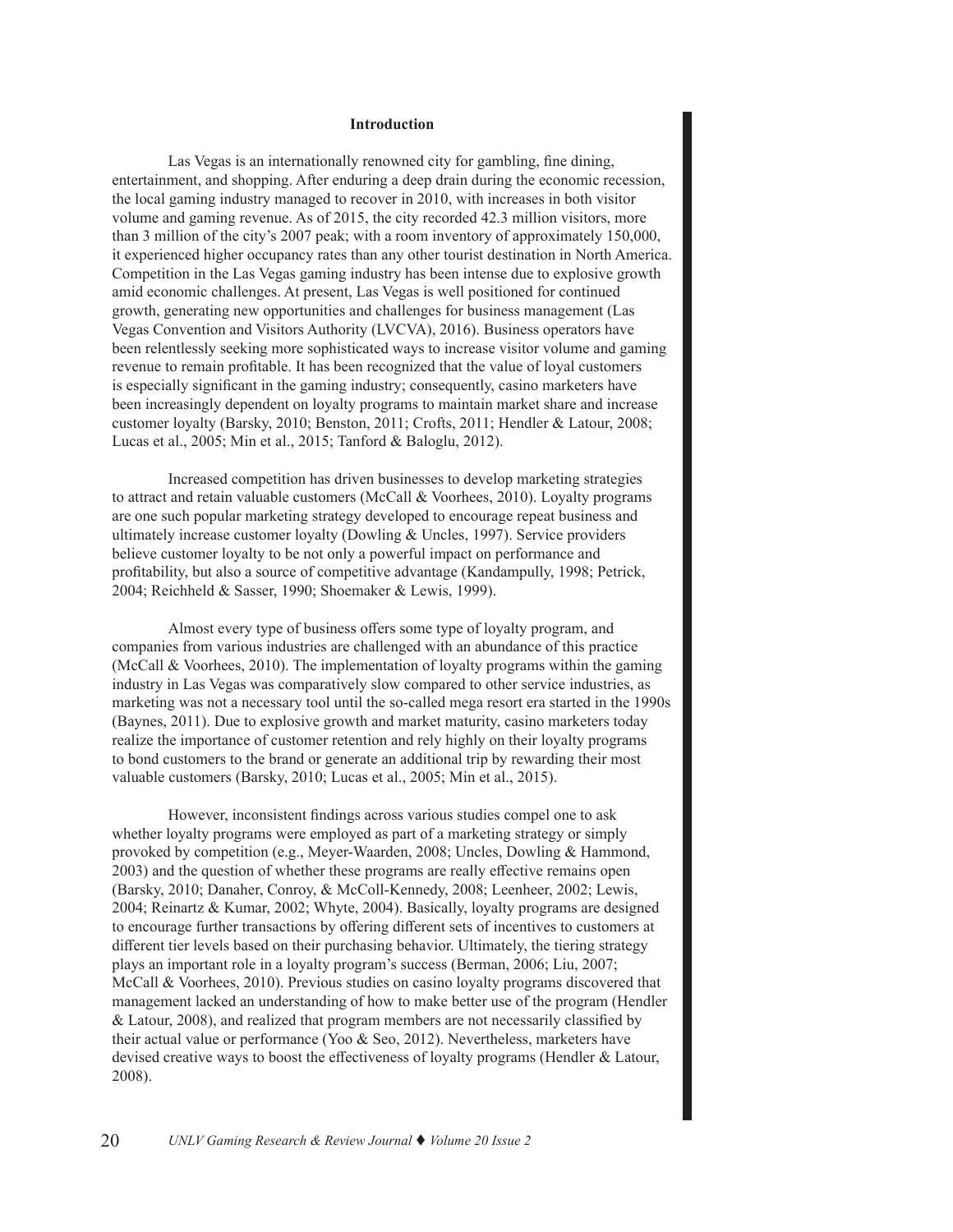## Introduction

Las Vegas is an internationally renowned city for gambling, fine dining, entertainment, and shopping. After enduring a deep drain during the economic recession, the local gaming industry managed to recover in 2010, with increases in both visitor volume and gaming revenue. As of 2015, the city recorded 42.3 million visitors, more than 3 million of the city's 2007 peak; with a room inventory of approximately 150,000, it experienced higher occupancy rates than any other tourist destination in North America. Competition in the Las Vegas gaming industry has been intense due to explosive growth amid economic challenges. At present, Las Vegas is well positioned for continued growth, generating new opportunities and challenges for business management (Las Vegas Convention and Visitors Authority (LVCVA), 2016). Business operators have been relentlessly seeking more sophisticated ways to increase visitor volume and gaming revenue to remain profitable. It has been recognized that the value of loyal customers is especially significant in the gaming industry; consequently, casino marketers have been increasingly dependent on loyalty programs to maintain market share and increase customer loyalty (Barsky, 2010; Benston, 2011; Crofts, 2011; Hendler & Latour, 2008; Lucas et al., 2005; Min et al., 2015; Tanford & Baloglu, 2012).

Increased competition has driven businesses to develop marketing strategies to attract and retain valuable customers (McCall & Voorhees, 2010). Loyalty programs are one such popular marketing strategy developed to encourage repeat business and ultimately increase customer loyalty (Dowling & Uncles, 1997). Service providers believe customer loyalty to be not only a powerful impact on performance and profitability, but also a source of competitive advantage (Kandampully, 1998; Petrick, 2004; Reichheld & Sasser, 1990; Shoemaker & Lewis, 1999).

Almost every type of business offers some type of loyalty program, and companies from various industries are challenged with an abundance of this practice (McCall & Voorhees, 2010). The implementation of loyalty programs within the gaming industry in Las Vegas was comparatively slow compared to other service industries, as marketing was not a necessary tool until the so-called mega resort era started in the 1990s (Baynes, 2011). Due to explosive growth and market maturity, casino marketers today realize the importance of customer retention and rely highly on their loyalty programs to bond customers to the brand or generate an additional trip by rewarding their most valuable customers (Barsky, 2010; Lucas et al., 2005; Min et al., 2015).

However, inconsistent findings across various studies compel one to ask whether loyalty programs were employed as part of a marketing strategy or simply provoked by competition (e.g., Meyer-Waarden, 2008; Uncles, Dowling & Hammond, 2003) and the question of whether these programs are really effective remains open (Barsky, 2010; Danaher, Conroy, & McColl-Kennedy, 2008; Leenheer, 2002; Lewis, 2004; Reinartz & Kumar, 2002; Whyte, 2004). Basically, loyalty programs are designed to encourage further transactions by offering different sets of incentives to customers at different tier levels based on their purchasing behavior. Ultimately, the tiering strategy plays an important role in a loyalty program's success (Berman, 2006; Liu, 2007; McCall & Voorhees, 2010). Previous studies on casino loyalty programs discovered that management lacked an understanding of how to make better use of the program (Hendler & Latour, 2008), and realized that program members are not necessarily classified by their actual value or performance (Yoo & Seo, 2012). Nevertheless, marketers have devised creative ways to boost the effectiveness of loyalty programs (Hendler & Latour, 2008).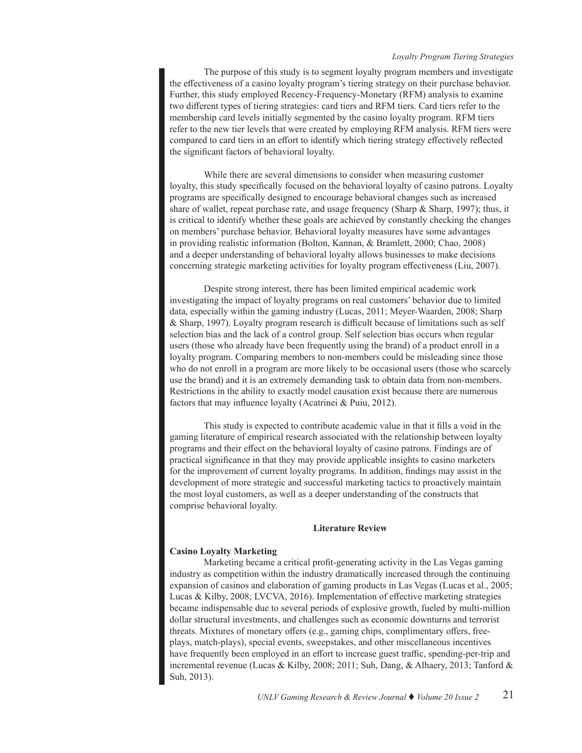The purpose of this study is to segment loyalty program members and investigate the effectiveness of a casino loyalty program's tiering strategy on their purchase behavior. Further, this study employed Recency-Frequency-Monetary (RFM) analysis to examine two different types of tiering strategies: card tiers and RFM tiers. Card tiers refer to the membership card levels initially segmented by the casino loyalty program. RFM tiers refer to the new tier levels that were created by employing RFM analysis. RFM tiers were compared to card tiers in an effort to identify which tiering strategy effectively reflected the significant factors of behavioral loyalty.

While there are several dimensions to consider when measuring customer loyalty, this study specifically focused on the behavioral loyalty of casino patrons. Loyalty programs are specifically designed to encourage behavioral changes such as increased share of wallet, repeat purchase rate, and usage frequency (Sharp & Sharp, 1997); thus, it is critical to identify whether these goals are achieved by constantly checking the changes on members' purchase behavior. Behavioral loyalty measures have some advantages in providing realistic information (Bolton, Kannan, & Bramlett, 2000; Chao, 2008) and a deeper understanding of behavioral loyalty allows businesses to make decisions concerning strategic marketing activities for loyalty program effectiveness (Liu, 2007).

Despite strong interest, there has been limited empirical academic work investigating the impact of loyalty programs on real customers' behavior due to limited data, especially within the gaming industry (Lucas, 2011; Meyer-Waarden, 2008; Sharp & Sharp, 1997). Loyalty program research is difficult because of limitations such as self selection bias and the lack of a control group. Self selection bias occurs when regular users (those who already have been frequently using the brand) of a product enroll in a loyalty program. Comparing members to non-members could be misleading since those who do not enroll in a program are more likely to be occasional users (those who scarcely use the brand) and it is an extremely demanding task to obtain data from non-members. Restrictions in the ability to exactly model causation exist because there are numerous factors that may influence loyalty (Acatrinei & Puiu, 2012).

This study is expected to contribute academic value in that it fills a void in the gaming literature of empirical research associated with the relationship between loyalty programs and their effect on the behavioral loyalty of casino patrons. Findings are of practical significance in that they may provide applicable insights to casino marketers for the improvement of current loyalty programs. In addition, findings may assist in the development of more strategic and successful marketing tactics to proactively maintain the most loyal customers, as well as a deeper understanding of the constructs that comprise behavioral loyalty.

## Literature Review

### Casino Loyalty Marketing

Marketing became a critical profit-generating activity in the Las Vegas gaming industry as competition within the industry dramatically increased through the continuing expansion of casinos and elaboration of gaming products in Las Vegas (Lucas et al., 2005; Lucas & Kilby, 2008; LVCVA, 2016). Implementation of effective marketing strategies became indispensable due to several periods of explosive growth, fueled by multi-million dollar structural investments, and challenges such as economic downturns and terrorist threats. Mixtures of monetary offers (e.g., gaming chips, complimentary offers, free-plays, match-plays), special events, sweepstakes, and other miscellaneous incentives have frequently been employed in an effort to increase guest traffic, spending-per-trip and incremental revenue (Lucas & Kilby, 2008; 2011; Suh, Dang, & Alhaery, 2013; Tanford & Suh, 2013).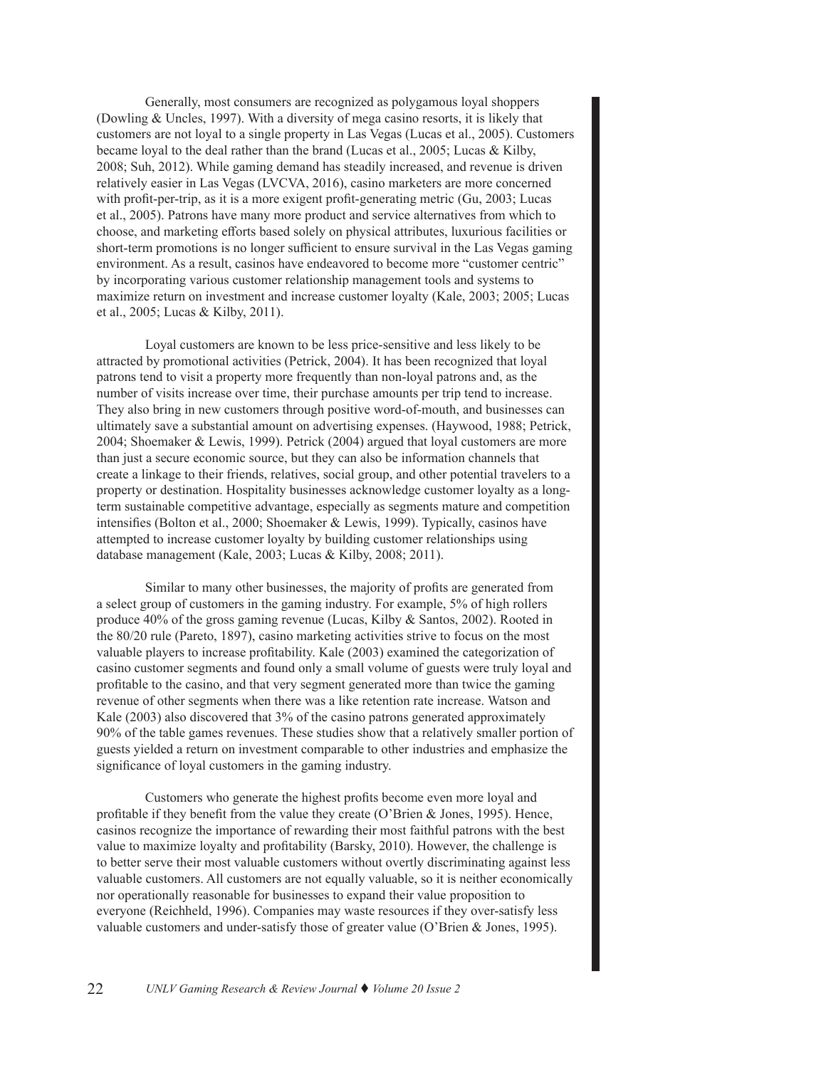Generally, most consumers are recognized as polygamous loyal shoppers (Dowling & Uncles, 1997). With a diversity of mega casino resorts, it is likely that customers are not loyal to a single property in Las Vegas (Lucas et al., 2005). Customers became loyal to the deal rather than the brand (Lucas et al., 2005; Lucas & Kilby, 2008; Suh, 2012). While gaming demand has steadily increased, and revenue is driven relatively easier in Las Vegas (LVCVA, 2016), casino marketers are more concerned with profit-per-trip, as it is a more exigent profit-generating metric (Gu, 2003; Lucas et al., 2005). Patrons have many more product and service alternatives from which to choose, and marketing efforts based solely on physical attributes, luxurious facilities or short-term promotions is no longer sufficient to ensure survival in the Las Vegas gaming environment. As a result, casinos have endeavored to become more "customer centric" by incorporating various customer relationship management tools and systems to maximize return on investment and increase customer loyalty (Kale, 2003; 2005; Lucas et al., 2005; Lucas & Kilby, 2011).

Loyal customers are known to be less price-sensitive and less likely to be attracted by promotional activities (Petrick, 2004). It has been recognized that loyal patrons tend to visit a property more frequently than non-loyal patrons and, as the number of visits increase over time, their purchase amounts per trip tend to increase. They also bring in new customers through positive word-of-mouth, and businesses can ultimately save a substantial amount on advertising expenses. (Haywood, 1988; Petrick, 2004; Shoemaker & Lewis, 1999). Petrick (2004) argued that loyal customers are more than just a secure economic source, but they can also be information channels that create a linkage to their friends, relatives, social group, and other potential travelers to a property or destination. Hospitality businesses acknowledge customer loyalty as a long-term sustainable competitive advantage, especially as segments mature and competition intensifies (Bolton et al., 2000; Shoemaker & Lewis, 1999). Typically, casinos have attempted to increase customer loyalty by building customer relationships using database management (Kale, 2003; Lucas & Kilby, 2008; 2011).

Similar to many other businesses, the majority of profits are generated from a select group of customers in the gaming industry. For example, 5% of high rollers produce 40% of the gross gaming revenue (Lucas, Kilby & Santos, 2002). Rooted in the 80/20 rule (Pareto, 1897), casino marketing activities strive to focus on the most valuable players to increase profitability. Kale (2003) examined the categorization of casino customer segments and found only a small volume of guests were truly loyal and profitable to the casino, and that very segment generated more than twice the gaming revenue of other segments when there was a like retention rate increase. Watson and Kale (2003) also discovered that 3% of the casino patrons generated approximately 90% of the table games revenues. These studies show that a relatively smaller portion of guests yielded a return on investment comparable to other industries and emphasize the significance of loyal customers in the gaming industry.

Customers who generate the highest profits become even more loyal and profitable if they benefit from the value they create (O'Brien & Jones, 1995). Hence, casinos recognize the importance of rewarding their most faithful patrons with the best value to maximize loyalty and profitability (Barsky, 2010). However, the challenge is to better serve their most valuable customers without overtly discriminating against less valuable customers. All customers are not equally valuable, so it is neither economically nor operationally reasonable for businesses to expand their value proposition to everyone (Reichheld, 1996). Companies may waste resources if they over-satisfy less valuable customers and under-satisfy those of greater value (O'Brien & Jones, 1995).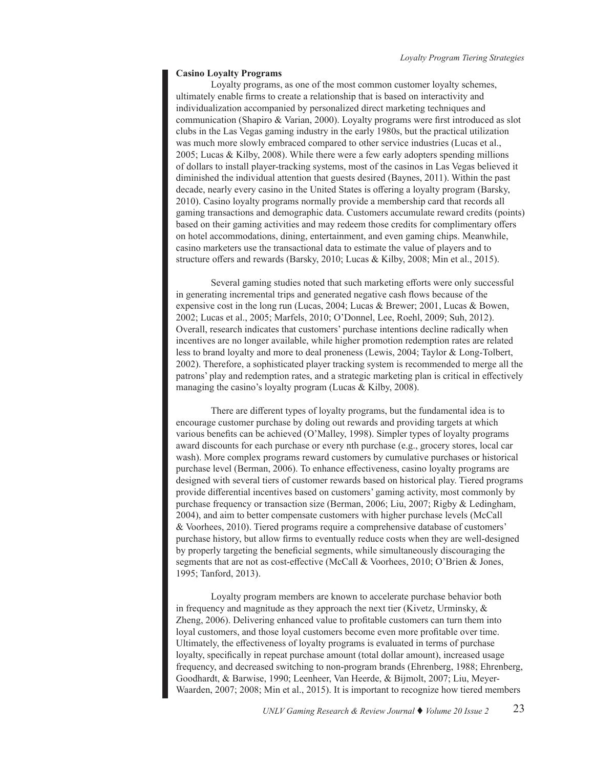**Casino Loyalty Programs**

Loyalty programs, as one of the most common customer loyalty schemes, ultimately enable firms to create a relationship that is based on interactivity and individualization accompanied by personalized direct marketing techniques and communication (Shapiro & Varian, 2000). Loyalty programs were first introduced as slot clubs in the Las Vegas gaming industry in the early 1980s, but the practical utilization was much more slowly embraced compared to other service industries (Lucas et al., 2005; Lucas & Kilby, 2008). While there were a few early adopters spending millions of dollars to install player-tracking systems, most of the casinos in Las Vegas believed it diminished the individual attention that guests desired (Baynes, 2011). Within the past decade, nearly every casino in the United States is offering a loyalty program (Barsky, 2010). Casino loyalty programs normally provide a membership card that records all gaming transactions and demographic data. Customers accumulate reward credits (points) based on their gaming activities and may redeem those credits for complimentary offers on hotel accommodations, dining, entertainment, and even gaming chips. Meanwhile, casino marketers use the transactional data to estimate the value of players and to structure offers and rewards (Barsky, 2010; Lucas & Kilby, 2008; Min et al., 2015).

Several gaming studies noted that such marketing efforts were only successful in generating incremental trips and generated negative cash flows because of the expensive cost in the long run (Lucas, 2004; Lucas & Brewer; 2001, Lucas & Bowen, 2002; Lucas et al., 2005; Marfels, 2010; O'Donnel, Lee, Roehl, 2009; Suh, 2012). Overall, research indicates that customers' purchase intentions decline radically when incentives are no longer available, while higher promotion redemption rates are related less to brand loyalty and more to deal proneness (Lewis, 2004; Taylor & Long-Tolbert, 2002). Therefore, a sophisticated player tracking system is recommended to merge all the patrons' play and redemption rates, and a strategic marketing plan is critical in effectively managing the casino's loyalty program (Lucas & Kilby, 2008).

There are different types of loyalty programs, but the fundamental idea is to encourage customer purchase by doling out rewards and providing targets at which various benefits can be achieved (O'Malley, 1998). Simpler types of loyalty programs award discounts for each purchase or every nth purchase (e.g., grocery stores, local car wash). More complex programs reward customers by cumulative purchases or historical purchase level (Berman, 2006). To enhance effectiveness, casino loyalty programs are designed with several tiers of customer rewards based on historical play. Tiered programs provide differential incentives based on customers' gaming activity, most commonly by purchase frequency or transaction size (Berman, 2006; Liu, 2007; Rigby & Ledingham, 2004), and aim to better compensate customers with higher purchase levels (McCall & Voorhees, 2010). Tiered programs require a comprehensive database of customers' purchase history, but allow firms to eventually reduce costs when they are well-designed by properly targeting the beneficial segments, while simultaneously discouraging the segments that are not as cost-effective (McCall & Voorhees, 2010; O'Brien & Jones, 1995; Tanford, 2013).

Loyalty program members are known to accelerate purchase behavior both in frequency and magnitude as they approach the next tier (Kivetz, Urminsky, & Zheng, 2006). Delivering enhanced value to profitable customers can turn them into loyal customers, and those loyal customers become even more profitable over time. Ultimately, the effectiveness of loyalty programs is evaluated in terms of purchase loyalty, specifically in repeat purchase amount (total dollar amount), increased usage frequency, and decreased switching to non-program brands (Ehrenberg, 1988; Ehrenberg, Goodhardt, & Barwise, 1990; Leenheer, Van Heerde, & Bijmolt, 2007; Liu, Meyer-Waarden, 2007; 2008; Min et al., 2015). It is important to recognize how tiered members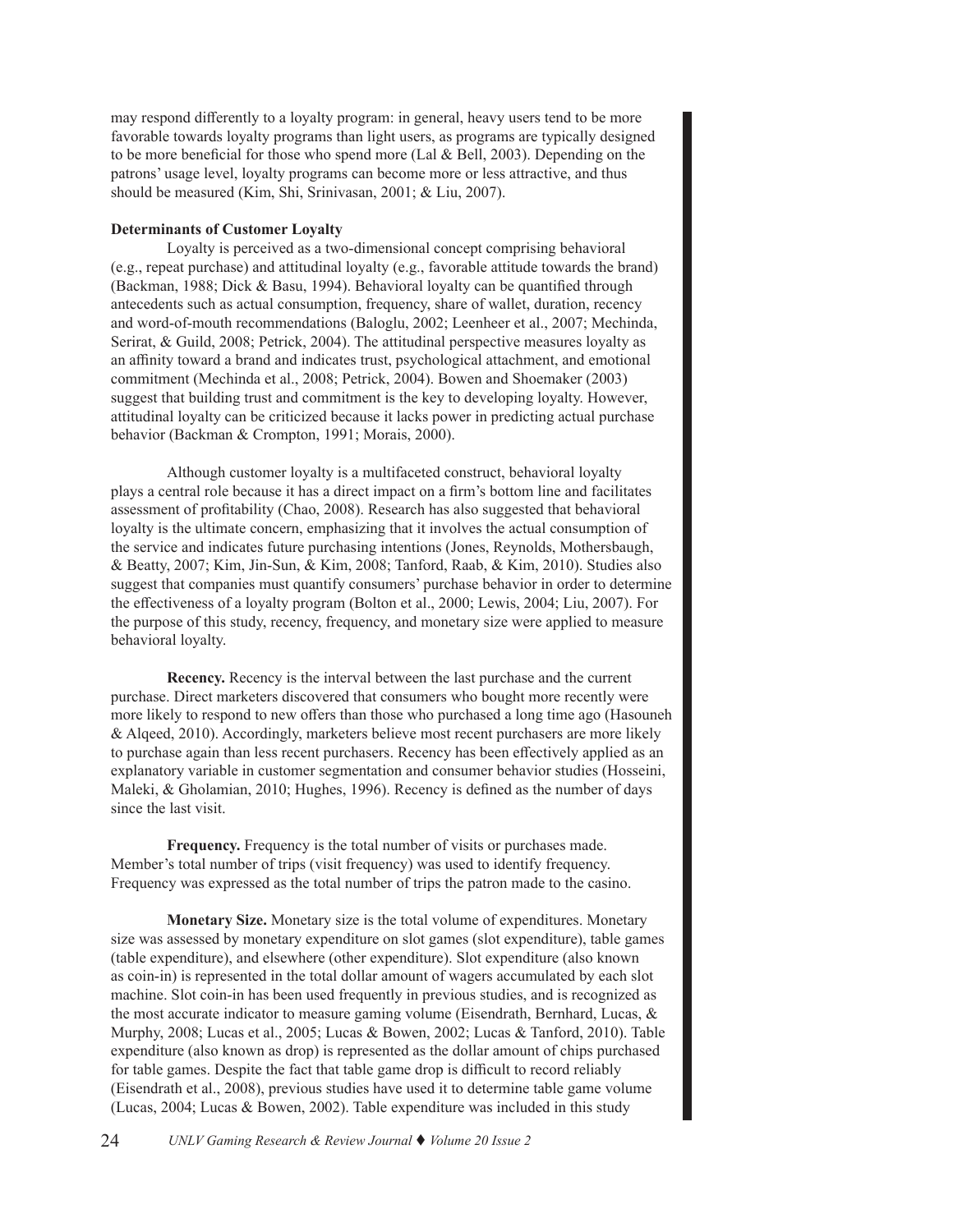may respond differently to a loyalty program: in general, heavy users tend to be more favorable towards loyalty programs than light users, as programs are typically designed to be more beneficial for those who spend more (Lal & Bell, 2003). Depending on the patrons' usage level, loyalty programs can become more or less attractive, and thus should be measured (Kim, Shi, Srinivasan, 2001; & Liu, 2007).

**Determinants of Customer Loyalty**

Loyalty is perceived as a two-dimensional concept comprising behavioral (e.g., repeat purchase) and attitudinal loyalty (e.g., favorable attitude towards the brand) (Backman, 1988; Dick & Basu, 1994). Behavioral loyalty can be quantified through antecedents such as actual consumption, frequency, share of wallet, duration, recency and word-of-mouth recommendations (Baloglu, 2002; Leenheer et al., 2007; Mechinda, Serirat, & Guild, 2008; Petrick, 2004). The attitudinal perspective measures loyalty as an affinity toward a brand and indicates trust, psychological attachment, and emotional commitment (Mechinda et al., 2008; Petrick, 2004). Bowen and Shoemaker (2003) suggest that building trust and commitment is the key to developing loyalty. However, attitudinal loyalty can be criticized because it lacks power in predicting actual purchase behavior (Backman & Crompton, 1991; Morais, 2000).

Although customer loyalty is a multifaceted construct, behavioral loyalty plays a central role because it has a direct impact on a firm's bottom line and facilitates assessment of profitability (Chao, 2008). Research has also suggested that behavioral loyalty is the ultimate concern, emphasizing that it involves the actual consumption of the service and indicates future purchasing intentions (Jones, Reynolds, Mothersbaugh, & Beatty, 2007; Kim, Jin-Sun, & Kim, 2008; Tanford, Raab, & Kim, 2010). Studies also suggest that companies must quantify consumers' purchase behavior in order to determine the effectiveness of a loyalty program (Bolton et al., 2000; Lewis, 2004; Liu, 2007). For the purpose of this study, recency, frequency, and monetary size were applied to measure behavioral loyalty.

**Recency.** Recency is the interval between the last purchase and the current purchase. Direct marketers discovered that consumers who bought more recently were more likely to respond to new offers than those who purchased a long time ago (Hasouneh & Alqeed, 2010). Accordingly, marketers believe most recent purchasers are more likely to purchase again than less recent purchasers. Recency has been effectively applied as an explanatory variable in customer segmentation and consumer behavior studies (Hosseini, Maleki, & Gholamian, 2010; Hughes, 1996). Recency is defined as the number of days since the last visit.

**Frequency.** Frequency is the total number of visits or purchases made. Member's total number of trips (visit frequency) was used to identify frequency. Frequency was expressed as the total number of trips the patron made to the casino.

**Monetary Size.** Monetary size is the total volume of expenditures. Monetary size was assessed by monetary expenditure on slot games (slot expenditure), table games (table expenditure), and elsewhere (other expenditure). Slot expenditure (also known as coin-in) is represented in the total dollar amount of wagers accumulated by each slot machine. Slot coin-in has been used frequently in previous studies, and is recognized as the most accurate indicator to measure gaming volume (Eisendrath, Bernhard, Lucas, & Murphy, 2008; Lucas et al., 2005; Lucas & Bowen, 2002; Lucas & Tanford, 2010). Table expenditure (also known as drop) is represented as the dollar amount of chips purchased for table games. Despite the fact that table game drop is difficult to record reliably (Eisendrath et al., 2008), previous studies have used it to determine table game volume (Lucas, 2004; Lucas & Bowen, 2002). Table expenditure was included in this study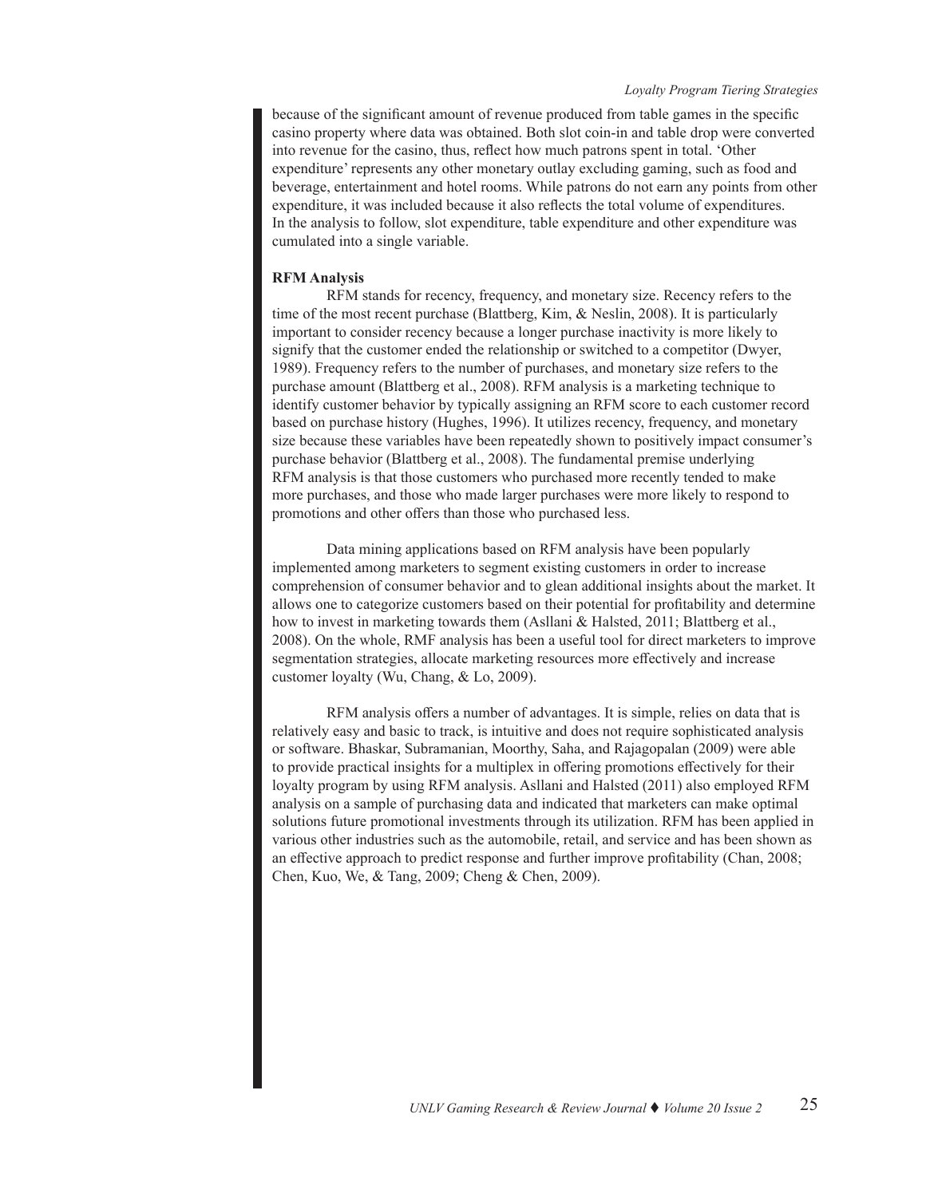because of the significant amount of revenue produced from table games in the specific casino property where data was obtained. Both slot coin-in and table drop were converted into revenue for the casino, thus, reflect how much patrons spent in total. 'Other expenditure' represents any other monetary outlay excluding gaming, such as food and beverage, entertainment and hotel rooms. While patrons do not earn any points from other expenditure, it was included because it also reflects the total volume of expenditures. In the analysis to follow, slot expenditure, table expenditure and other expenditure was cumulated into a single variable.

**RFM Analysis**

RFM stands for recency, frequency, and monetary size. Recency refers to the time of the most recent purchase (Blattberg, Kim, & Neslin, 2008). It is particularly important to consider recency because a longer purchase inactivity is more likely to signify that the customer ended the relationship or switched to a competitor (Dwyer, 1989). Frequency refers to the number of purchases, and monetary size refers to the purchase amount (Blattberg et al., 2008). RFM analysis is a marketing technique to identify customer behavior by typically assigning an RFM score to each customer record based on purchase history (Hughes, 1996). It utilizes recency, frequency, and monetary size because these variables have been repeatedly shown to positively impact consumer's purchase behavior (Blattberg et al., 2008). The fundamental premise underlying RFM analysis is that those customers who purchased more recently tended to make more purchases, and those who made larger purchases were more likely to respond to promotions and other offers than those who purchased less.

Data mining applications based on RFM analysis have been popularly implemented among marketers to segment existing customers in order to increase comprehension of consumer behavior and to glean additional insights about the market. It allows one to categorize customers based on their potential for profitability and determine how to invest in marketing towards them (Asllani & Halsted, 2011; Blattberg et al., 2008). On the whole, RMF analysis has been a useful tool for direct marketers to improve segmentation strategies, allocate marketing resources more effectively and increase customer loyalty (Wu, Chang, & Lo, 2009).

RFM analysis offers a number of advantages. It is simple, relies on data that is relatively easy and basic to track, is intuitive and does not require sophisticated analysis or software. Bhaskar, Subramanian, Moorthy, Saha, and Rajagopalan (2009) were able to provide practical insights for a multiplex in offering promotions effectively for their loyalty program by using RFM analysis. Asllani and Halsted (2011) also employed RFM analysis on a sample of purchasing data and indicated that marketers can make optimal solutions future promotional investments through its utilization. RFM has been applied in various other industries such as the automobile, retail, and service and has been shown as an effective approach to predict response and further improve profitability (Chan, 2008; Chen, Kuo, We, & Tang, 2009; Cheng & Chen, 2009).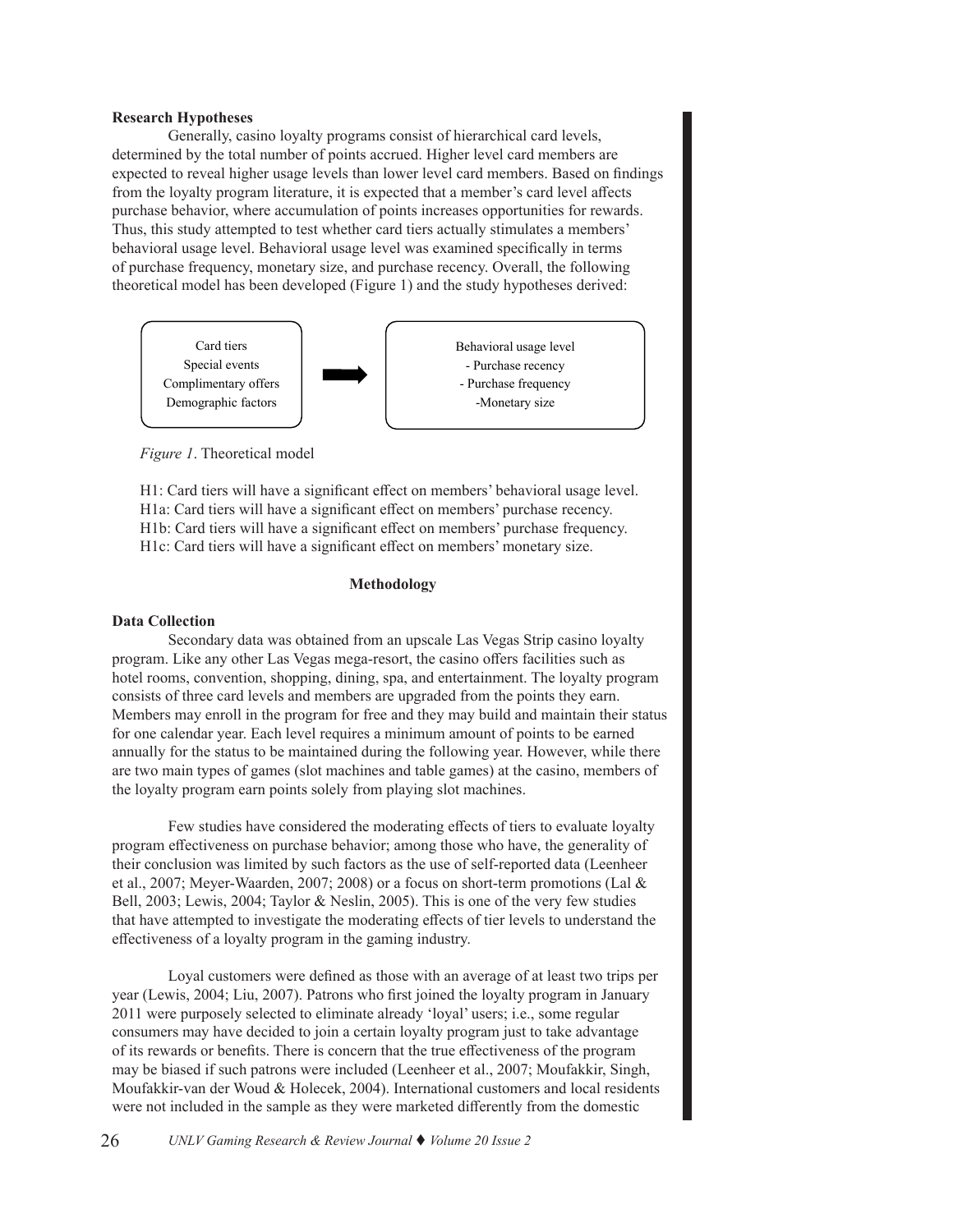**Research Hypotheses**

Generally, casino loyalty programs consist of hierarchical card levels, determined by the total number of points accrued. Higher level card members are expected to reveal higher usage levels than lower level card members. Based on findings from the loyalty program literature, it is expected that a member's card level affects purchase behavior, where accumulation of points increases opportunities for rewards. Thus, this study attempted to test whether card tiers actually stimulates a members' behavioral usage level. Behavioral usage level was examined specifically in terms of purchase frequency, monetary size, and purchase recency. Overall, the following theoretical model has been developed (Figure 1) and the study hypotheses derived:

| Card tiers<br>Special events<br>Complimentary offers<br>Demographic factors | → | Behavioral usage level<br>- Purchase recency<br>- Purchase frequency<br>-Monetary size |
|---|---|---|

*Figure 1*. Theoretical model

H1: Card tiers will have a significant effect on members' behavioral usage level.
H1a: Card tiers will have a significant effect on members' purchase recency.
H1b: Card tiers will have a significant effect on members' purchase frequency.
H1c: Card tiers will have a significant effect on members' monetary size.

## Methodology

**Data Collection**

Secondary data was obtained from an upscale Las Vegas Strip casino loyalty program. Like any other Las Vegas mega-resort, the casino offers facilities such as hotel rooms, convention, shopping, dining, spa, and entertainment. The loyalty program consists of three card levels and members are upgraded from the points they earn. Members may enroll in the program for free and they may build and maintain their status for one calendar year. Each level requires a minimum amount of points to be earned annually for the status to be maintained during the following year. However, while there are two main types of games (slot machines and table games) at the casino, members of the loyalty program earn points solely from playing slot machines.

Few studies have considered the moderating effects of tiers to evaluate loyalty program effectiveness on purchase behavior; among those who have, the generality of their conclusion was limited by such factors as the use of self-reported data (Leenheer et al., 2007; Meyer-Waarden, 2007; 2008) or a focus on short-term promotions (Lal & Bell, 2003; Lewis, 2004; Taylor & Neslin, 2005). This is one of the very few studies that have attempted to investigate the moderating effects of tier levels to understand the effectiveness of a loyalty program in the gaming industry.

Loyal customers were defined as those with an average of at least two trips per year (Lewis, 2004; Liu, 2007). Patrons who first joined the loyalty program in January 2011 were purposely selected to eliminate already 'loyal' users; i.e., some regular consumers may have decided to join a certain loyalty program just to take advantage of its rewards or benefits. There is concern that the true effectiveness of the program may be biased if such patrons were included (Leenheer et al., 2007; Moufakkir, Singh, Moufakkir-van der Woud & Holecek, 2004). International customers and local residents were not included in the sample as they were marketed differently from the domestic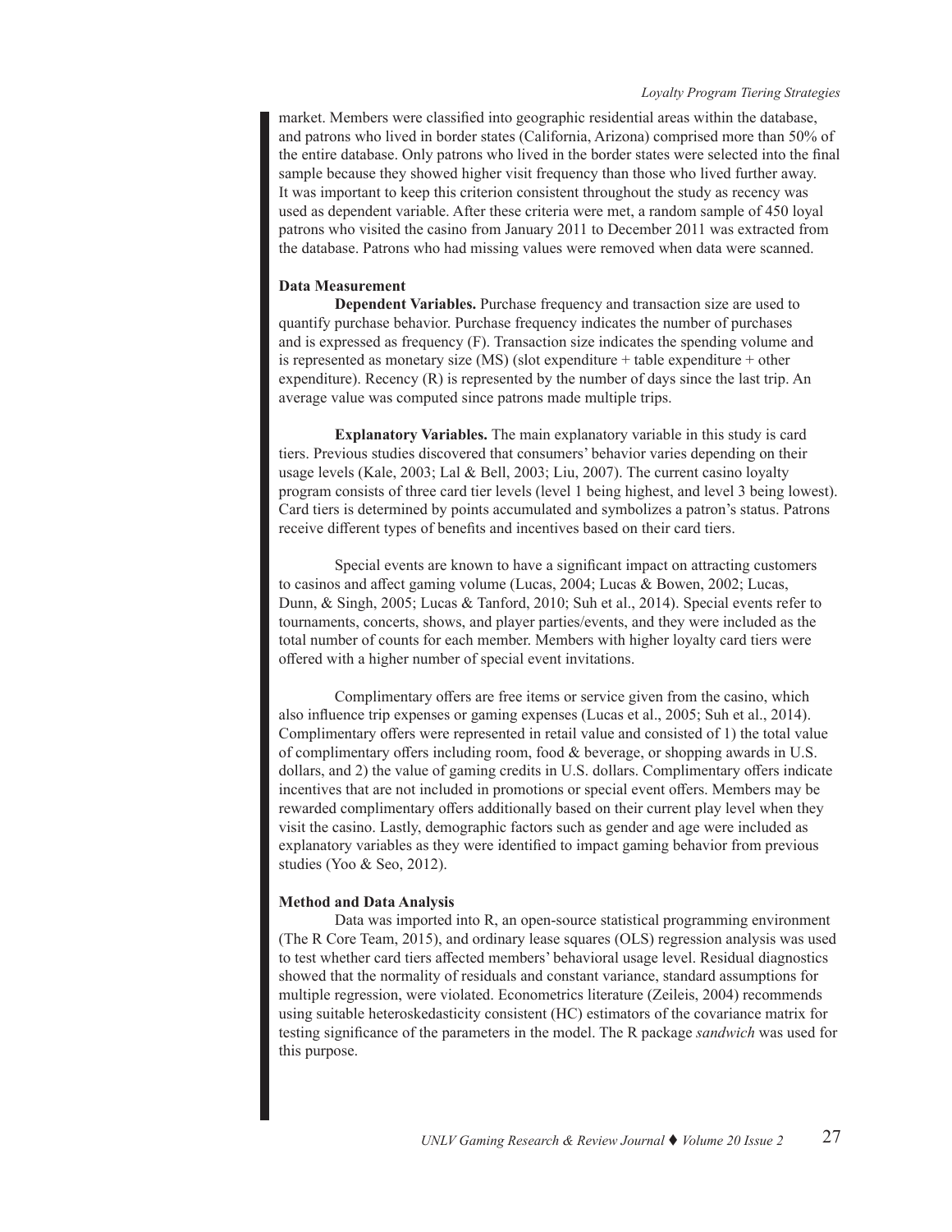market. Members were classified into geographic residential areas within the database, and patrons who lived in border states (California, Arizona) comprised more than 50% of the entire database. Only patrons who lived in the border states were selected into the final sample because they showed higher visit frequency than those who lived further away. It was important to keep this criterion consistent throughout the study as recency was used as dependent variable. After these criteria were met, a random sample of 450 loyal patrons who visited the casino from January 2011 to December 2011 was extracted from the database. Patrons who had missing values were removed when data were scanned.

### Data Measurement

**Dependent Variables.** Purchase frequency and transaction size are used to quantify purchase behavior. Purchase frequency indicates the number of purchases and is expressed as frequency (F). Transaction size indicates the spending volume and is represented as monetary size (MS) (slot expenditure + table expenditure + other expenditure). Recency (R) is represented by the number of days since the last trip. An average value was computed since patrons made multiple trips.

**Explanatory Variables.** The main explanatory variable in this study is card tiers. Previous studies discovered that consumers' behavior varies depending on their usage levels (Kale, 2003; Lal & Bell, 2003; Liu, 2007). The current casino loyalty program consists of three card tier levels (level 1 being highest, and level 3 being lowest). Card tiers is determined by points accumulated and symbolizes a patron's status. Patrons receive different types of benefits and incentives based on their card tiers.

Special events are known to have a significant impact on attracting customers to casinos and affect gaming volume (Lucas, 2004; Lucas & Bowen, 2002; Lucas, Dunn, & Singh, 2005; Lucas & Tanford, 2010; Suh et al., 2014). Special events refer to tournaments, concerts, shows, and player parties/events, and they were included as the total number of counts for each member. Members with higher loyalty card tiers were offered with a higher number of special event invitations.

Complimentary offers are free items or service given from the casino, which also influence trip expenses or gaming expenses (Lucas et al., 2005; Suh et al., 2014). Complimentary offers were represented in retail value and consisted of 1) the total value of complimentary offers including room, food & beverage, or shopping awards in U.S. dollars, and 2) the value of gaming credits in U.S. dollars. Complimentary offers indicate incentives that are not included in promotions or special event offers. Members may be rewarded complimentary offers additionally based on their current play level when they visit the casino. Lastly, demographic factors such as gender and age were included as explanatory variables as they were identified to impact gaming behavior from previous studies (Yoo & Seo, 2012).

### Method and Data Analysis

Data was imported into R, an open-source statistical programming environment (The R Core Team, 2015), and ordinary lease squares (OLS) regression analysis was used to test whether card tiers affected members' behavioral usage level. Residual diagnostics showed that the normality of residuals and constant variance, standard assumptions for multiple regression, were violated. Econometrics literature (Zeileis, 2004) recommends using suitable heteroskedasticity consistent (HC) estimators of the covariance matrix for testing significance of the parameters in the model. The R package *sandwich* was used for this purpose.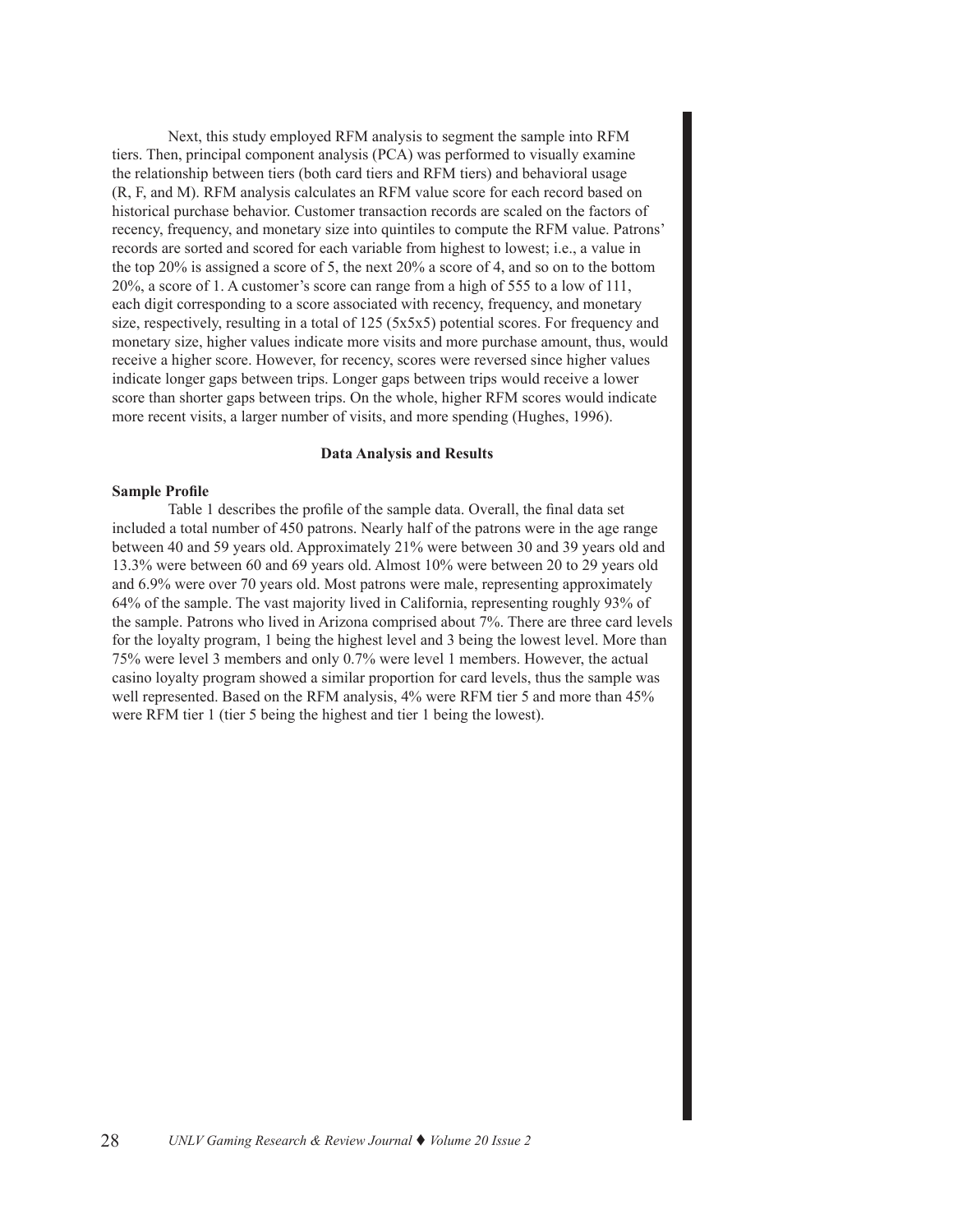Next, this study employed RFM analysis to segment the sample into RFM tiers. Then, principal component analysis (PCA) was performed to visually examine the relationship between tiers (both card tiers and RFM tiers) and behavioral usage (R, F, and M). RFM analysis calculates an RFM value score for each record based on historical purchase behavior. Customer transaction records are scaled on the factors of recency, frequency, and monetary size into quintiles to compute the RFM value. Patrons' records are sorted and scored for each variable from highest to lowest; i.e., a value in the top 20% is assigned a score of 5, the next 20% a score of 4, and so on to the bottom 20%, a score of 1. A customer's score can range from a high of 555 to a low of 111, each digit corresponding to a score associated with recency, frequency, and monetary size, respectively, resulting in a total of 125 (5x5x5) potential scores. For frequency and monetary size, higher values indicate more visits and more purchase amount, thus, would receive a higher score. However, for recency, scores were reversed since higher values indicate longer gaps between trips. Longer gaps between trips would receive a lower score than shorter gaps between trips. On the whole, higher RFM scores would indicate more recent visits, a larger number of visits, and more spending (Hughes, 1996).

## Data Analysis and Results

### Sample Profile

Table 1 describes the profile of the sample data. Overall, the final data set included a total number of 450 patrons. Nearly half of the patrons were in the age range between 40 and 59 years old. Approximately 21% were between 30 and 39 years old and 13.3% were between 60 and 69 years old. Almost 10% were between 20 to 29 years old and 6.9% were over 70 years old. Most patrons were male, representing approximately 64% of the sample. The vast majority lived in California, representing roughly 93% of the sample. Patrons who lived in Arizona comprised about 7%. There are three card levels for the loyalty program, 1 being the highest level and 3 being the lowest level. More than 75% were level 3 members and only 0.7% were level 1 members. However, the actual casino loyalty program showed a similar proportion for card levels, thus the sample was well represented. Based on the RFM analysis, 4% were RFM tier 5 and more than 45% were RFM tier 1 (tier 5 being the highest and tier 1 being the lowest).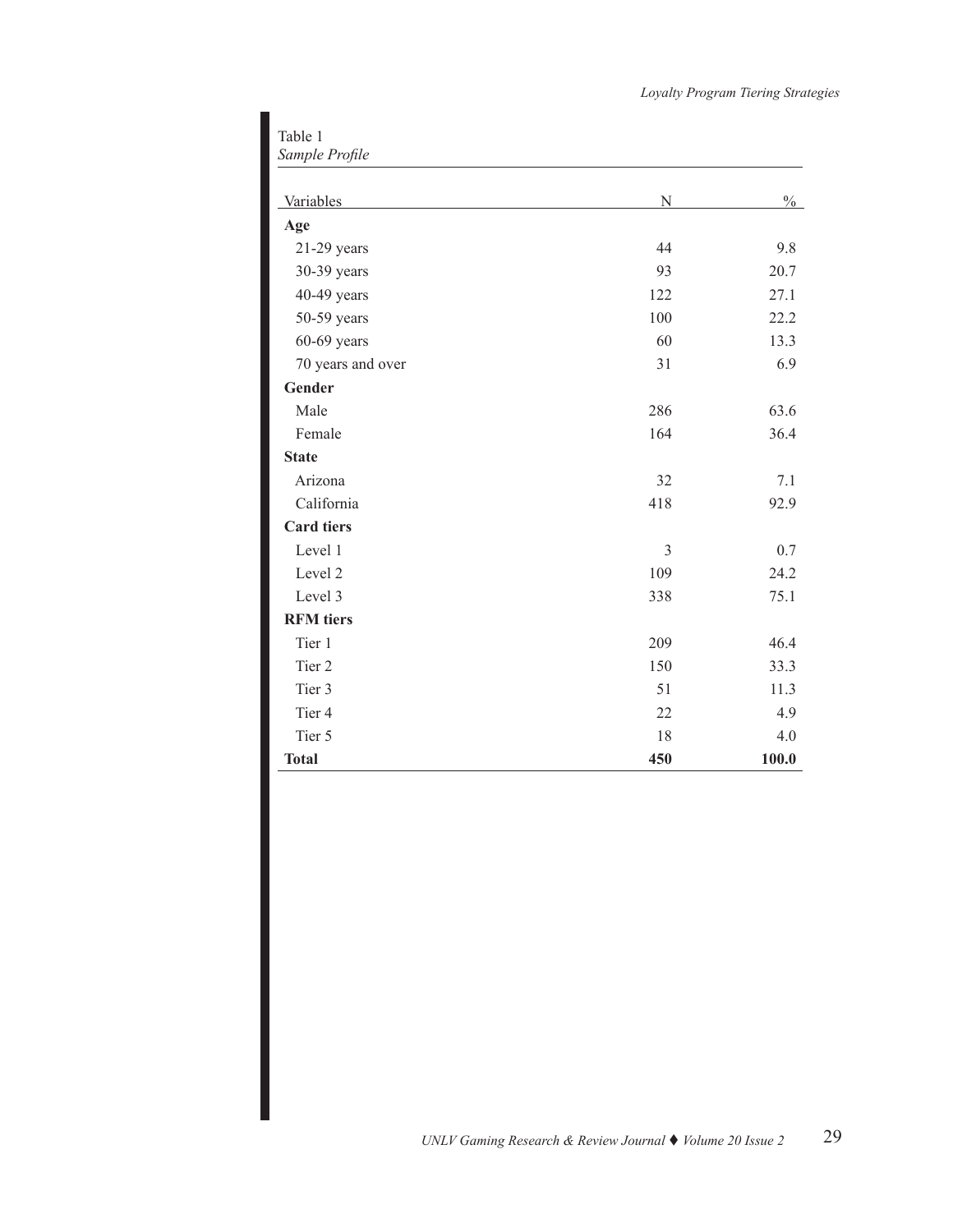Table 1
*Sample Profile*

| Variables | N | % |
|---|---|---|
| **Age** | | |
| 21-29 years | 44 | 9.8 |
| 30-39 years | 93 | 20.7 |
| 40-49 years | 122 | 27.1 |
| 50-59 years | 100 | 22.2 |
| 60-69 years | 60 | 13.3 |
| 70 years and over | 31 | 6.9 |
| **Gender** | | |
| Male | 286 | 63.6 |
| Female | 164 | 36.4 |
| **State** | | |
| Arizona | 32 | 7.1 |
| California | 418 | 92.9 |
| **Card tiers** | | |
| Level 1 | 3 | 0.7 |
| Level 2 | 109 | 24.2 |
| Level 3 | 338 | 75.1 |
| **RFM tiers** | | |
| Tier 1 | 209 | 46.4 |
| Tier 2 | 150 | 33.3 |
| Tier 3 | 51 | 11.3 |
| Tier 4 | 22 | 4.9 |
| Tier 5 | 18 | 4.0 |
| **Total** | **450** | **100.0** |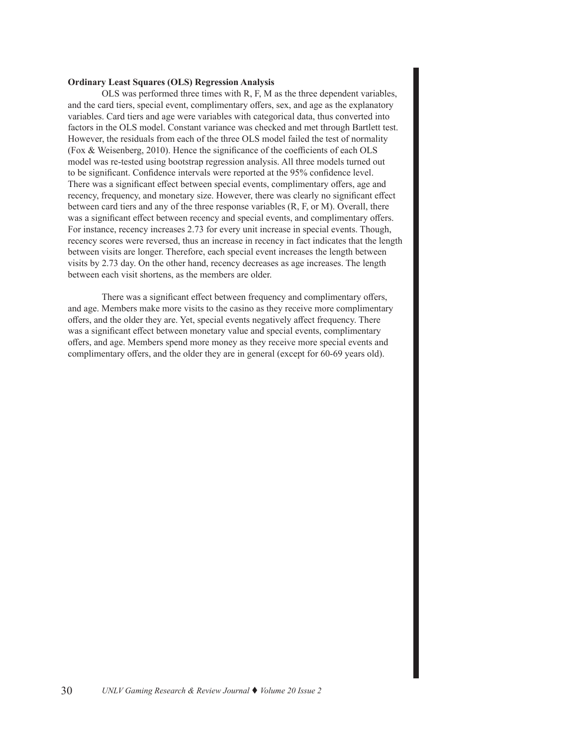**Ordinary Least Squares (OLS) Regression Analysis**

OLS was performed three times with R, F, M as the three dependent variables, and the card tiers, special event, complimentary offers, sex, and age as the explanatory variables. Card tiers and age were variables with categorical data, thus converted into factors in the OLS model. Constant variance was checked and met through Bartlett test. However, the residuals from each of the three OLS model failed the test of normality (Fox & Weisenberg, 2010). Hence the significance of the coefficients of each OLS model was re-tested using bootstrap regression analysis. All three models turned out to be significant. Confidence intervals were reported at the 95% confidence level. There was a significant effect between special events, complimentary offers, age and recency, frequency, and monetary size. However, there was clearly no significant effect between card tiers and any of the three response variables (R, F, or M). Overall, there was a significant effect between recency and special events, and complimentary offers. For instance, recency increases 2.73 for every unit increase in special events. Though, recency scores were reversed, thus an increase in recency in fact indicates that the length between visits are longer. Therefore, each special event increases the length between visits by 2.73 day. On the other hand, recency decreases as age increases. The length between each visit shortens, as the members are older.

There was a significant effect between frequency and complimentary offers, and age. Members make more visits to the casino as they receive more complimentary offers, and the older they are. Yet, special events negatively affect frequency. There was a significant effect between monetary value and special events, complimentary offers, and age. Members spend more money as they receive more special events and complimentary offers, and the older they are in general (except for 60-69 years old).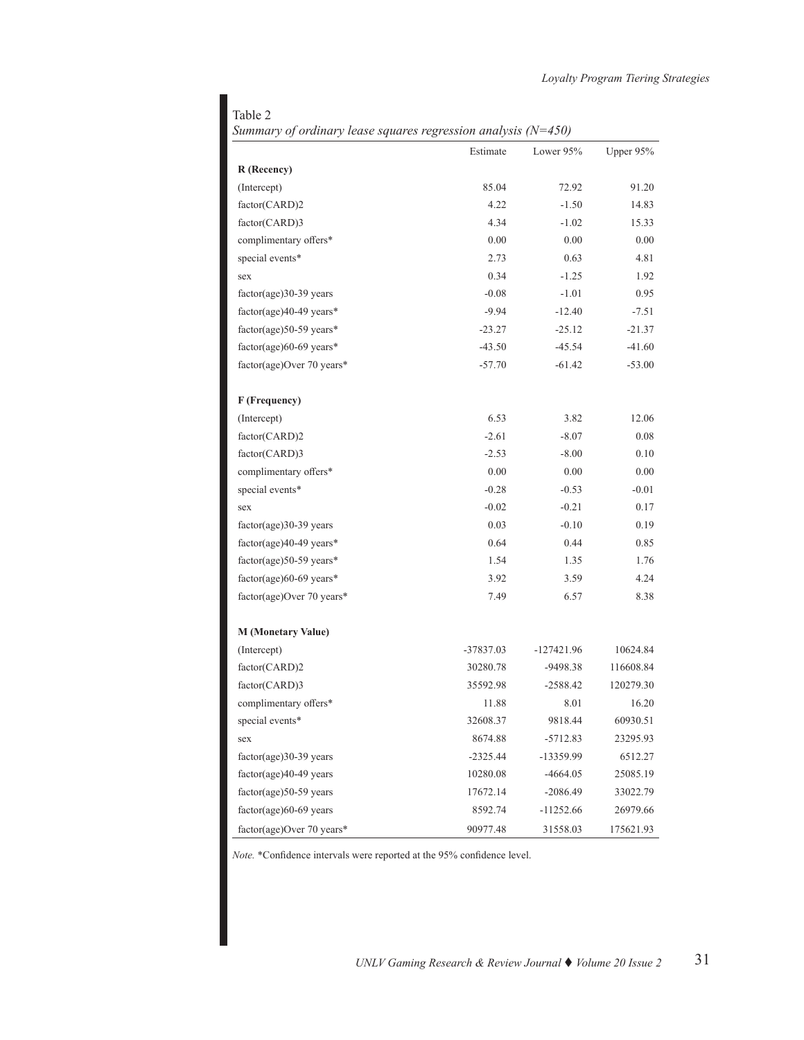Table 2

*Summary of ordinary lease squares regression analysis (N=450)*

| | Estimate | Lower 95% | Upper 95% |
|---|---|---|---|
| **R (Recency)** | | | |
| (Intercept) | 85.04 | 72.92 | 91.20 |
| factor(CARD)2 | 4.22 | -1.50 | 14.83 |
| factor(CARD)3 | 4.34 | -1.02 | 15.33 |
| complimentary offers* | 0.00 | 0.00 | 0.00 |
| special events* | 2.73 | 0.63 | 4.81 |
| sex | 0.34 | -1.25 | 1.92 |
| factor(age)30-39 years | -0.08 | -1.01 | 0.95 |
| factor(age)40-49 years* | -9.94 | -12.40 | -7.51 |
| factor(age)50-59 years* | -23.27 | -25.12 | -21.37 |
| factor(age)60-69 years* | -43.50 | -45.54 | -41.60 |
| factor(age)Over 70 years* | -57.70 | -61.42 | -53.00 |
| | | | |
| **F (Frequency)** | | | |
| (Intercept) | 6.53 | 3.82 | 12.06 |
| factor(CARD)2 | -2.61 | -8.07 | 0.08 |
| factor(CARD)3 | -2.53 | -8.00 | 0.10 |
| complimentary offers* | 0.00 | 0.00 | 0.00 |
| special events* | -0.28 | -0.53 | -0.01 |
| sex | -0.02 | -0.21 | 0.17 |
| factor(age)30-39 years | 0.03 | -0.10 | 0.19 |
| factor(age)40-49 years* | 0.64 | 0.44 | 0.85 |
| factor(age)50-59 years* | 1.54 | 1.35 | 1.76 |
| factor(age)60-69 years* | 3.92 | 3.59 | 4.24 |
| factor(age)Over 70 years* | 7.49 | 6.57 | 8.38 |
| | | | |
| **M (Monetary Value)** | | | |
| (Intercept) | -37837.03 | -127421.96 | 10624.84 |
| factor(CARD)2 | 30280.78 | -9498.38 | 116608.84 |
| factor(CARD)3 | 35592.98 | -2588.42 | 120279.30 |
| complimentary offers* | 11.88 | 8.01 | 16.20 |
| special events* | 32608.37 | 9818.44 | 60930.51 |
| sex | 8674.88 | -5712.83 | 23295.93 |
| factor(age)30-39 years | -2325.44 | -13359.99 | 6512.27 |
| factor(age)40-49 years | 10280.08 | -4664.05 | 25085.19 |
| factor(age)50-59 years | 17672.14 | -2086.49 | 33022.79 |
| factor(age)60-69 years | 8592.74 | -11252.66 | 26979.66 |
| factor(age)Over 70 years* | 90977.48 | 31558.03 | 175621.93 |

*Note.* *Confidence intervals were reported at the 95% confidence level.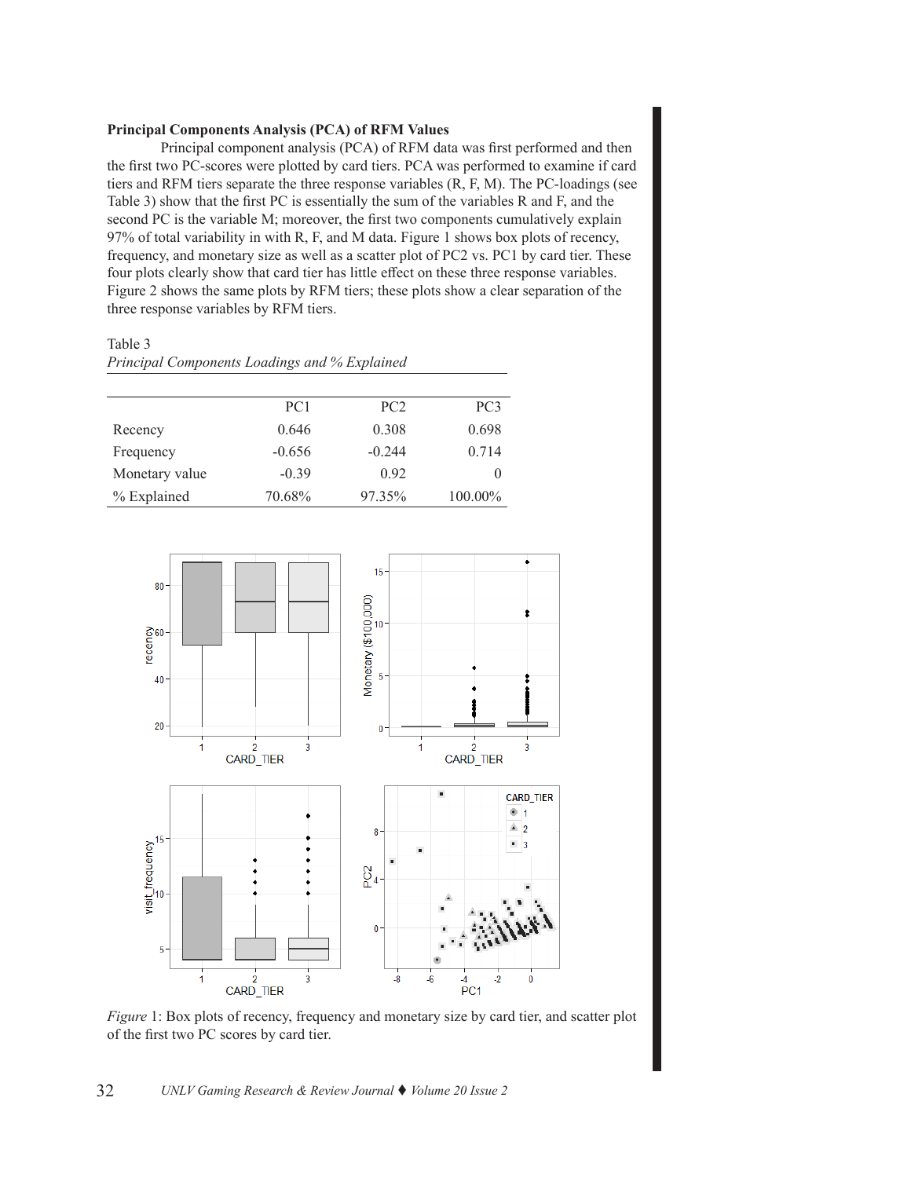**Principal Components Analysis (PCA) of RFM Values**

Principal component analysis (PCA) of RFM data was first performed and then the first two PC-scores were plotted by card tiers. PCA was performed to examine if card tiers and RFM tiers separate the three response variables (R, F, M). The PC-loadings (see Table 3) show that the first PC is essentially the sum of the variables R and F, and the second PC is the variable M; moreover, the first two components cumulatively explain 97% of total variability in with R, F, and M data. Figure 1 shows box plots of recency, frequency, and monetary size as well as a scatter plot of PC2 vs. PC1 by card tier. These four plots clearly show that card tier has little effect on these three response variables. Figure 2 shows the same plots by RFM tiers; these plots show a clear separation of the three response variables by RFM tiers.

Table 3

*Principal Components Loadings and % Explained*

| | PC1 | PC2 | PC3 |
|---|---|---|---|
| Recency | 0.646 | 0.308 | 0.698 |
| Frequency | -0.656 | -0.244 | 0.714 |
| Monetary value | -0.39 | 0.92 | 0 |
| % Explained | 70.68% | 97.35% | 100.00% |

*Figure* 1: Box plots of recency, frequency and monetary size by card tier, and scatter plot of the first two PC scores by card tier.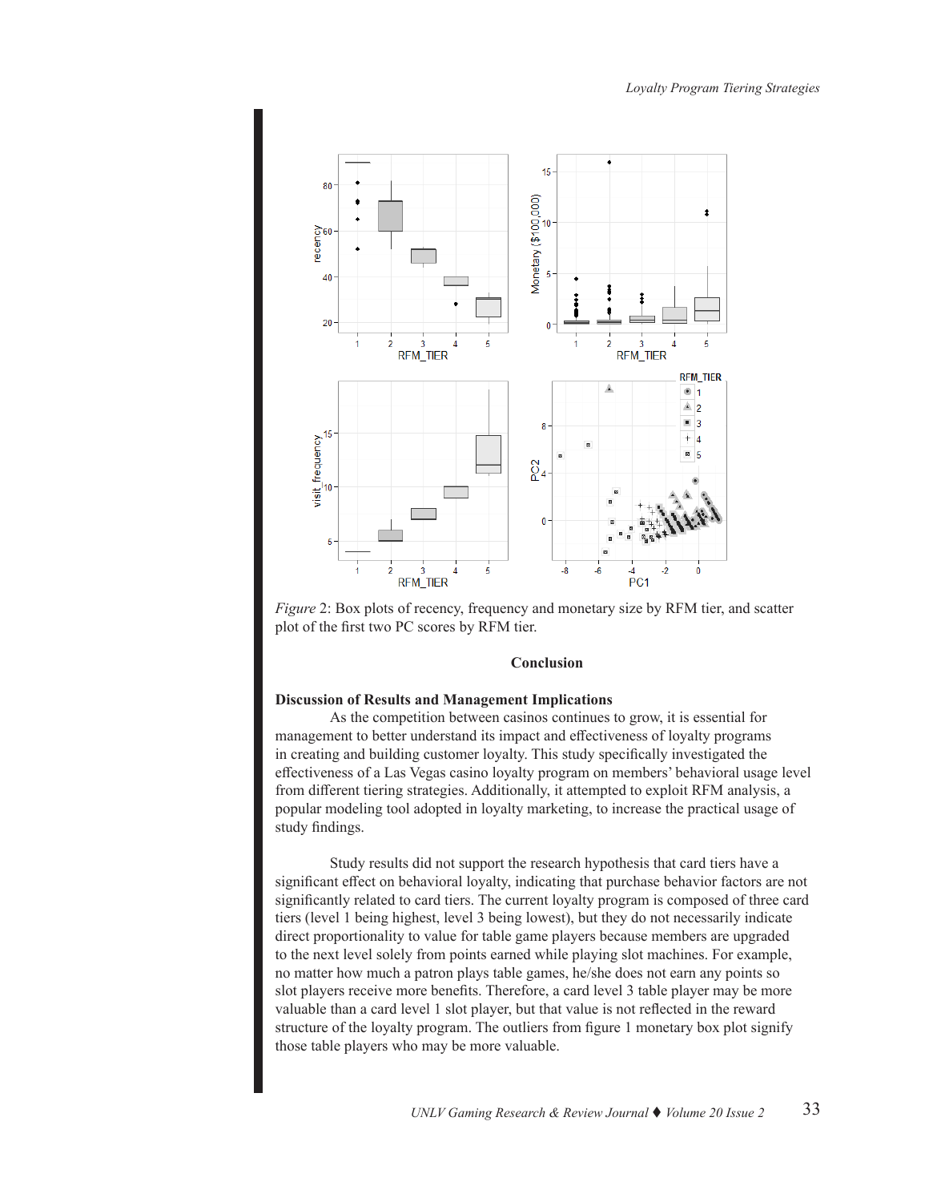*Figure* 2: Box plots of recency, frequency and monetary size by RFM tier, and scatter plot of the first two PC scores by RFM tier.

## Conclusion

### Discussion of Results and Management Implications

As the competition between casinos continues to grow, it is essential for management to better understand its impact and effectiveness of loyalty programs in creating and building customer loyalty. This study specifically investigated the effectiveness of a Las Vegas casino loyalty program on members' behavioral usage level from different tiering strategies. Additionally, it attempted to exploit RFM analysis, a popular modeling tool adopted in loyalty marketing, to increase the practical usage of study findings.

Study results did not support the research hypothesis that card tiers have a significant effect on behavioral loyalty, indicating that purchase behavior factors are not significantly related to card tiers. The current loyalty program is composed of three card tiers (level 1 being highest, level 3 being lowest), but they do not necessarily indicate direct proportionality to value for table game players because members are upgraded to the next level solely from points earned while playing slot machines. For example, no matter how much a patron plays table games, he/she does not earn any points so slot players receive more benefits. Therefore, a card level 3 table player may be more valuable than a card level 1 slot player, but that value is not reflected in the reward structure of the loyalty program. The outliers from figure 1 monetary box plot signify those table players who may be more valuable.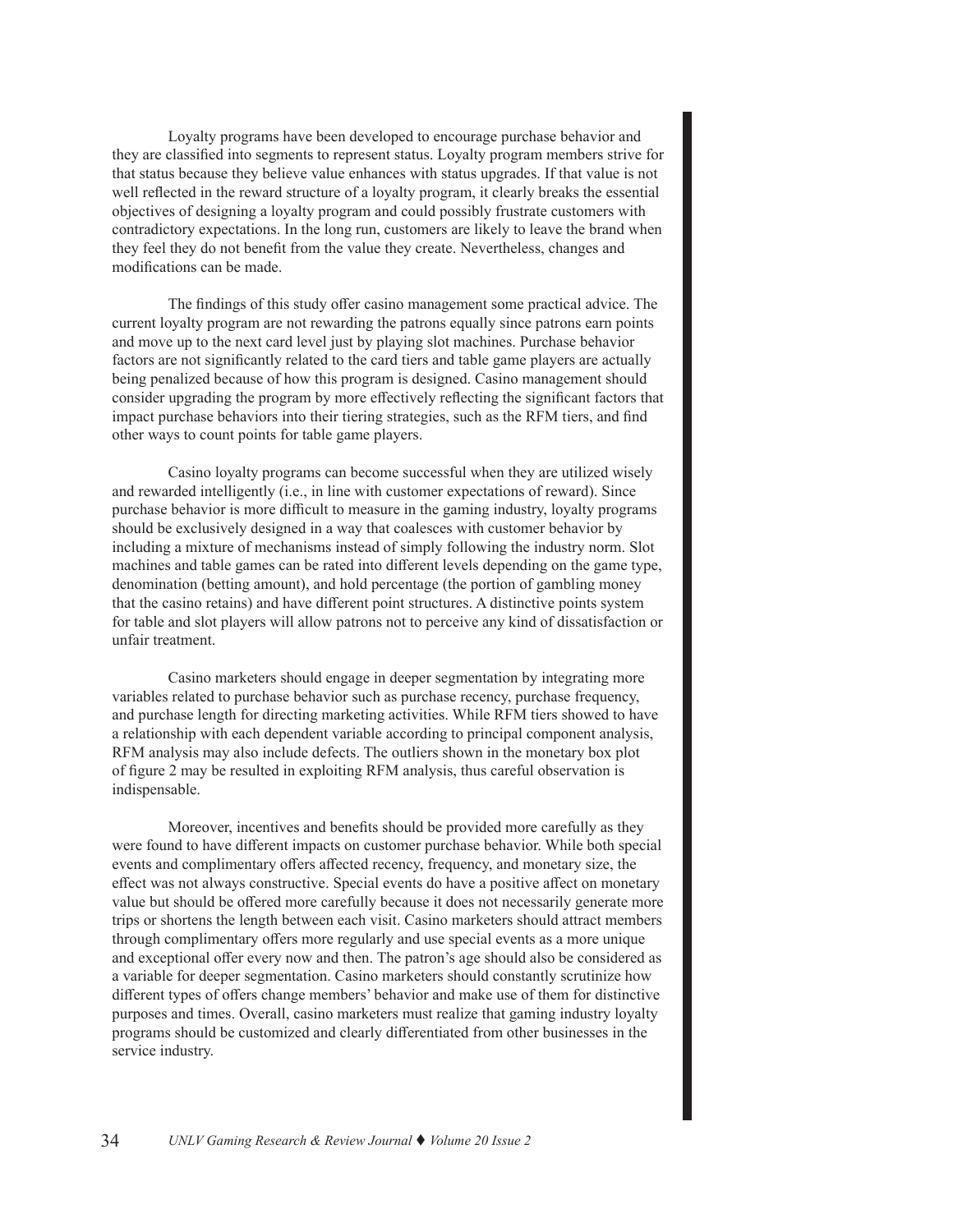Loyalty programs have been developed to encourage purchase behavior and they are classified into segments to represent status. Loyalty program members strive for that status because they believe value enhances with status upgrades. If that value is not well reflected in the reward structure of a loyalty program, it clearly breaks the essential objectives of designing a loyalty program and could possibly frustrate customers with contradictory expectations. In the long run, customers are likely to leave the brand when they feel they do not benefit from the value they create. Nevertheless, changes and modifications can be made.

The findings of this study offer casino management some practical advice. The current loyalty program are not rewarding the patrons equally since patrons earn points and move up to the next card level just by playing slot machines. Purchase behavior factors are not significantly related to the card tiers and table game players are actually being penalized because of how this program is designed. Casino management should consider upgrading the program by more effectively reflecting the significant factors that impact purchase behaviors into their tiering strategies, such as the RFM tiers, and find other ways to count points for table game players.

Casino loyalty programs can become successful when they are utilized wisely and rewarded intelligently (i.e., in line with customer expectations of reward). Since purchase behavior is more difficult to measure in the gaming industry, loyalty programs should be exclusively designed in a way that coalesces with customer behavior by including a mixture of mechanisms instead of simply following the industry norm. Slot machines and table games can be rated into different levels depending on the game type, denomination (betting amount), and hold percentage (the portion of gambling money that the casino retains) and have different point structures. A distinctive points system for table and slot players will allow patrons not to perceive any kind of dissatisfaction or unfair treatment.

Casino marketers should engage in deeper segmentation by integrating more variables related to purchase behavior such as purchase recency, purchase frequency, and purchase length for directing marketing activities. While RFM tiers showed to have a relationship with each dependent variable according to principal component analysis, RFM analysis may also include defects. The outliers shown in the monetary box plot of figure 2 may be resulted in exploiting RFM analysis, thus careful observation is indispensable.

Moreover, incentives and benefits should be provided more carefully as they were found to have different impacts on customer purchase behavior. While both special events and complimentary offers affected recency, frequency, and monetary size, the effect was not always constructive. Special events do have a positive affect on monetary value but should be offered more carefully because it does not necessarily generate more trips or shortens the length between each visit. Casino marketers should attract members through complimentary offers more regularly and use special events as a more unique and exceptional offer every now and then. The patron's age should also be considered as a variable for deeper segmentation. Casino marketers should constantly scrutinize how different types of offers change members' behavior and make use of them for distinctive purposes and times. Overall, casino marketers must realize that gaming industry loyalty programs should be customized and clearly differentiated from other businesses in the service industry.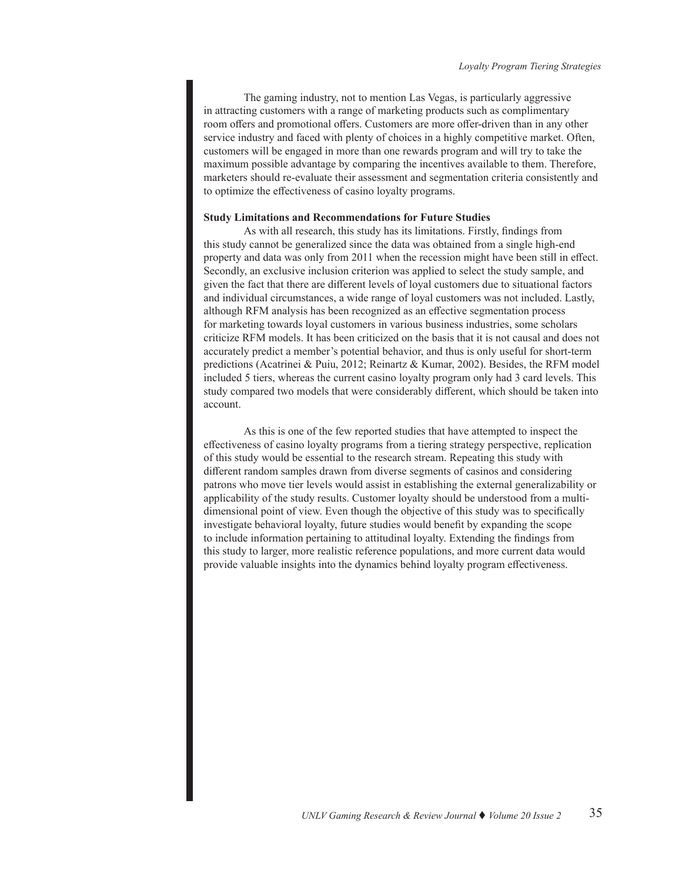The gaming industry, not to mention Las Vegas, is particularly aggressive in attracting customers with a range of marketing products such as complimentary room offers and promotional offers. Customers are more offer-driven than in any other service industry and faced with plenty of choices in a highly competitive market. Often, customers will be engaged in more than one rewards program and will try to take the maximum possible advantage by comparing the incentives available to them. Therefore, marketers should re-evaluate their assessment and segmentation criteria consistently and to optimize the effectiveness of casino loyalty programs.

**Study Limitations and Recommendations for Future Studies**

As with all research, this study has its limitations. Firstly, findings from this study cannot be generalized since the data was obtained from a single high-end property and data was only from 2011 when the recession might have been still in effect. Secondly, an exclusive inclusion criterion was applied to select the study sample, and given the fact that there are different levels of loyal customers due to situational factors and individual circumstances, a wide range of loyal customers was not included. Lastly, although RFM analysis has been recognized as an effective segmentation process for marketing towards loyal customers in various business industries, some scholars criticize RFM models. It has been criticized on the basis that it is not causal and does not accurately predict a member's potential behavior, and thus is only useful for short-term predictions (Acatrinei & Puiu, 2012; Reinartz & Kumar, 2002). Besides, the RFM model included 5 tiers, whereas the current casino loyalty program only had 3 card levels. This study compared two models that were considerably different, which should be taken into account.

As this is one of the few reported studies that have attempted to inspect the effectiveness of casino loyalty programs from a tiering strategy perspective, replication of this study would be essential to the research stream. Repeating this study with different random samples drawn from diverse segments of casinos and considering patrons who move tier levels would assist in establishing the external generalizability or applicability of the study results. Customer loyalty should be understood from a multi-dimensional point of view. Even though the objective of this study was to specifically investigate behavioral loyalty, future studies would benefit by expanding the scope to include information pertaining to attitudinal loyalty. Extending the findings from this study to larger, more realistic reference populations, and more current data would provide valuable insights into the dynamics behind loyalty program effectiveness.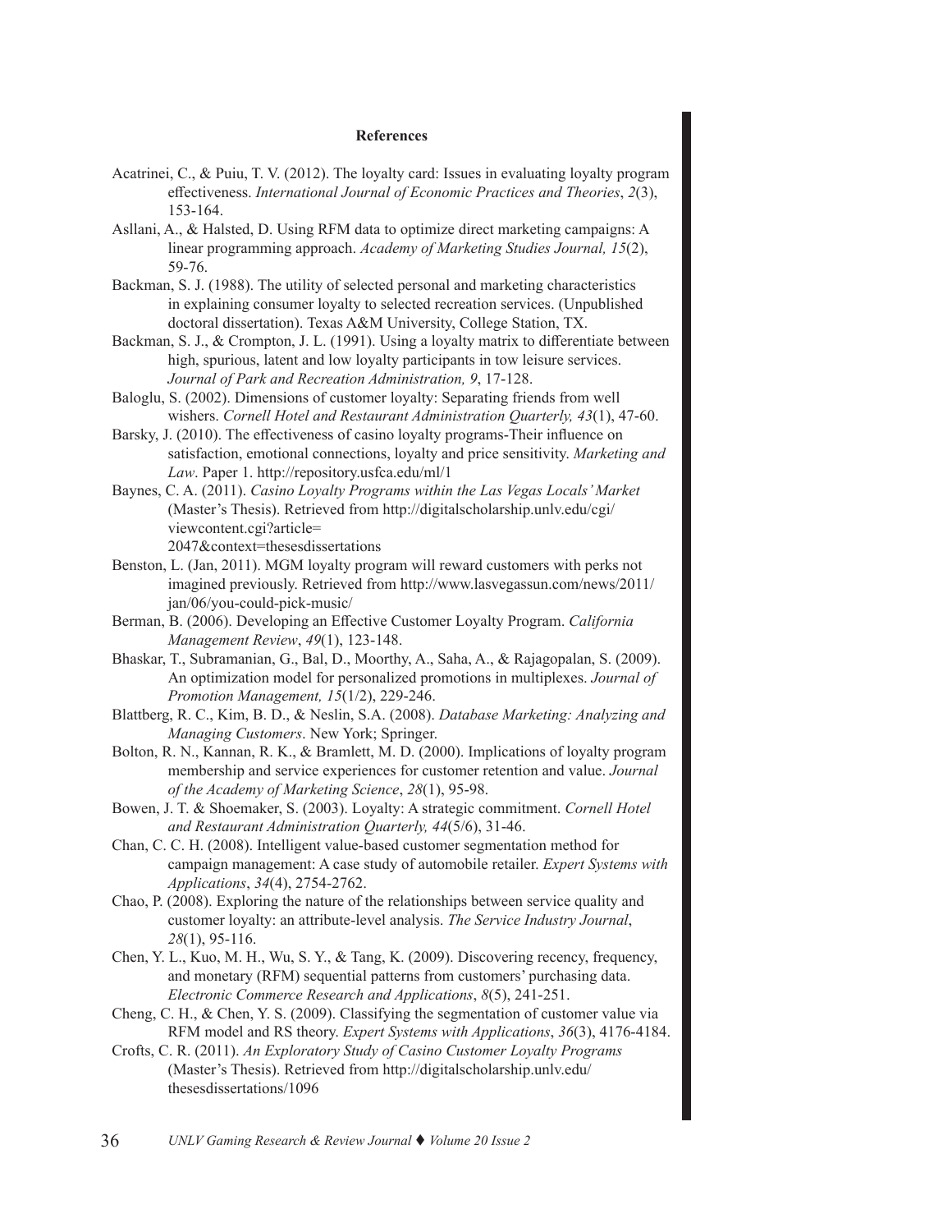**References**

Acatrinei, C., & Puiu, T. V. (2012). The loyalty card: Issues in evaluating loyalty program effectiveness. *International Journal of Economic Practices and Theories*, *2*(3), 153-164.

Asllani, A., & Halsted, D. Using RFM data to optimize direct marketing campaigns: A linear programming approach. *Academy of Marketing Studies Journal, 15*(2), 59-76.

Backman, S. J. (1988). The utility of selected personal and marketing characteristics in explaining consumer loyalty to selected recreation services. (Unpublished doctoral dissertation). Texas A&M University, College Station, TX.

Backman, S. J., & Crompton, J. L. (1991). Using a loyalty matrix to differentiate between high, spurious, latent and low loyalty participants in tow leisure services. *Journal of Park and Recreation Administration, 9*, 17-128.

Baloglu, S. (2002). Dimensions of customer loyalty: Separating friends from well wishers. *Cornell Hotel and Restaurant Administration Quarterly, 43*(1), 47-60.

Barsky, J. (2010). The effectiveness of casino loyalty programs-Their influence on satisfaction, emotional connections, loyalty and price sensitivity. *Marketing and Law*. Paper 1. http://repository.usfca.edu/ml/1

Baynes, C. A. (2011). *Casino Loyalty Programs within the Las Vegas Locals' Market* (Master's Thesis). Retrieved from http://digitalscholarship.unlv.edu/cgi/viewcontent.cgi?article=2047&context=thesesdissertations

Benston, L. (Jan, 2011). MGM loyalty program will reward customers with perks not imagined previously. Retrieved from http://www.lasvegassun.com/news/2011/jan/06/you-could-pick-music/

Berman, B. (2006). Developing an Effective Customer Loyalty Program. *California Management Review*, *49*(1), 123-148.

Bhaskar, T., Subramanian, G., Bal, D., Moorthy, A., Saha, A., & Rajagopalan, S. (2009). An optimization model for personalized promotions in multiplexes. *Journal of Promotion Management, 15*(1/2), 229-246.

Blattberg, R. C., Kim, B. D., & Neslin, S.A. (2008). *Database Marketing: Analyzing and Managing Customers*. New York; Springer.

Bolton, R. N., Kannan, R. K., & Bramlett, M. D. (2000). Implications of loyalty program membership and service experiences for customer retention and value. *Journal of the Academy of Marketing Science*, *28*(1), 95-98.

Bowen, J. T. & Shoemaker, S. (2003). Loyalty: A strategic commitment. *Cornell Hotel and Restaurant Administration Quarterly, 44*(5/6), 31-46.

Chan, C. C. H. (2008). Intelligent value-based customer segmentation method for campaign management: A case study of automobile retailer. *Expert Systems with Applications*, *34*(4), 2754-2762.

Chao, P. (2008). Exploring the nature of the relationships between service quality and customer loyalty: an attribute-level analysis. *The Service Industry Journal*, *28*(1), 95-116.

Chen, Y. L., Kuo, M. H., Wu, S. Y., & Tang, K. (2009). Discovering recency, frequency, and monetary (RFM) sequential patterns from customers' purchasing data. *Electronic Commerce Research and Applications*, *8*(5), 241-251.

Cheng, C. H., & Chen, Y. S. (2009). Classifying the segmentation of customer value via RFM model and RS theory. *Expert Systems with Applications*, *36*(3), 4176-4184.

Crofts, C. R. (2011). *An Exploratory Study of Casino Customer Loyalty Programs* (Master's Thesis). Retrieved from http://digitalscholarship.unlv.edu/thesesdissertations/1096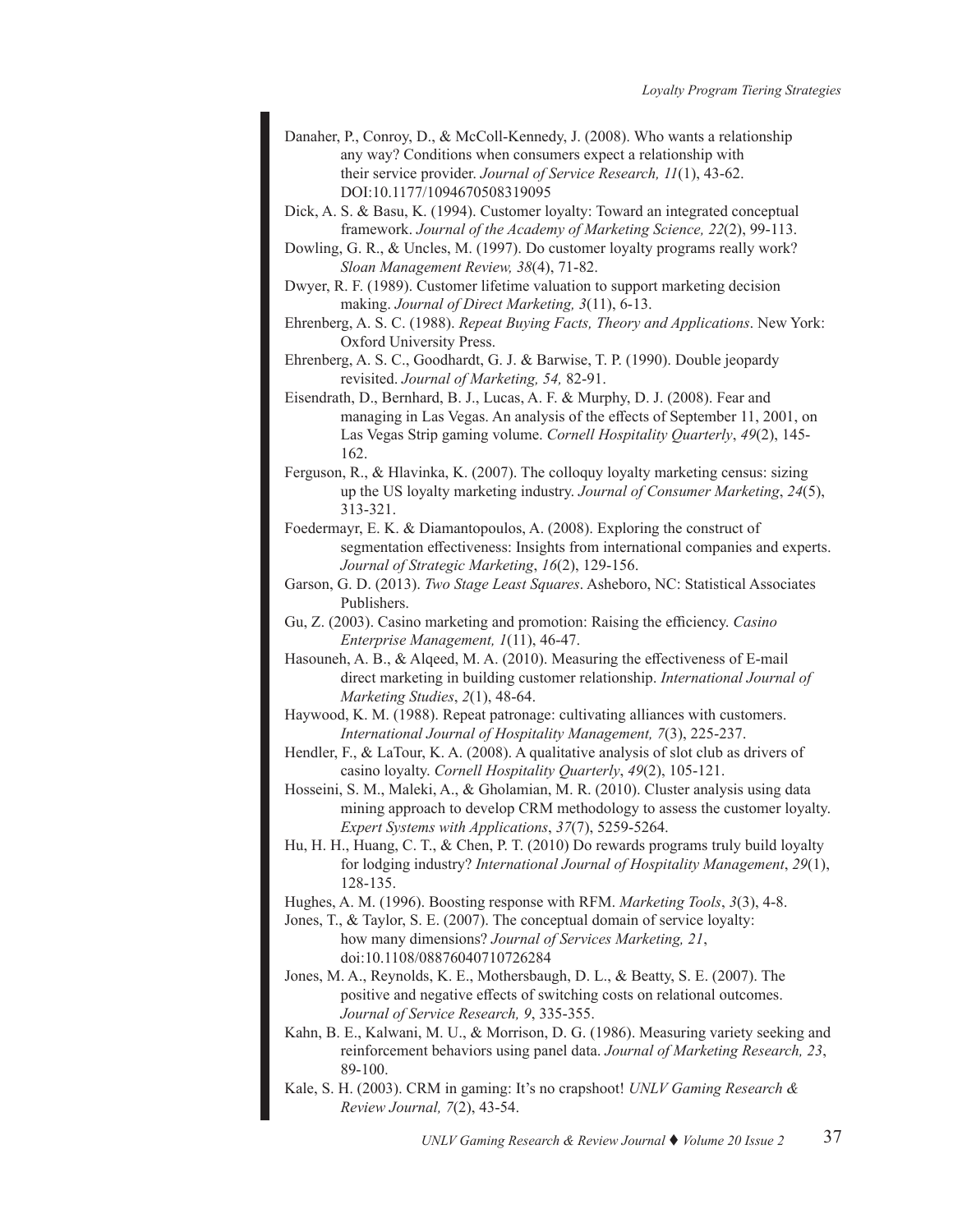Danaher, P., Conroy, D., & McColl-Kennedy, J. (2008). Who wants a relationship any way? Conditions when consumers expect a relationship with their service provider. *Journal of Service Research, 11*(1), 43-62. DOI:10.1177/1094670508319095

Dick, A. S. & Basu, K. (1994). Customer loyalty: Toward an integrated conceptual framework. *Journal of the Academy of Marketing Science, 22*(2), 99-113.

Dowling, G. R., & Uncles, M. (1997). Do customer loyalty programs really work? *Sloan Management Review, 38*(4), 71-82.

Dwyer, R. F. (1989). Customer lifetime valuation to support marketing decision making. *Journal of Direct Marketing, 3*(11), 6-13.

Ehrenberg, A. S. C. (1988). *Repeat Buying Facts, Theory and Applications*. New York: Oxford University Press.

Ehrenberg, A. S. C., Goodhardt, G. J. & Barwise, T. P. (1990). Double jeopardy revisited. *Journal of Marketing, 54,* 82-91.

Eisendrath, D., Bernhard, B. J., Lucas, A. F. & Murphy, D. J. (2008). Fear and managing in Las Vegas. An analysis of the effects of September 11, 2001, on Las Vegas Strip gaming volume. *Cornell Hospitality Quarterly*, *49*(2), 145-162.

Ferguson, R., & Hlavinka, K. (2007). The colloquy loyalty marketing census: sizing up the US loyalty marketing industry. *Journal of Consumer Marketing*, *24*(5), 313-321.

Foedermayr, E. K. & Diamantopoulos, A. (2008). Exploring the construct of segmentation effectiveness: Insights from international companies and experts. *Journal of Strategic Marketing*, *16*(2), 129-156.

Garson, G. D. (2013). *Two Stage Least Squares*. Asheboro, NC: Statistical Associates Publishers.

Gu, Z. (2003). Casino marketing and promotion: Raising the efficiency. *Casino Enterprise Management, 1*(11), 46-47.

Hasouneh, A. B., & Alqeed, M. A. (2010). Measuring the effectiveness of E-mail direct marketing in building customer relationship. *International Journal of Marketing Studies*, *2*(1), 48-64.

Haywood, K. M. (1988). Repeat patronage: cultivating alliances with customers. *International Journal of Hospitality Management, 7*(3), 225-237.

Hendler, F., & LaTour, K. A. (2008). A qualitative analysis of slot club as drivers of casino loyalty. *Cornell Hospitality Quarterly*, *49*(2), 105-121.

Hosseini, S. M., Maleki, A., & Gholamian, M. R. (2010). Cluster analysis using data mining approach to develop CRM methodology to assess the customer loyalty. *Expert Systems with Applications*, *37*(7), 5259-5264.

Hu, H. H., Huang, C. T., & Chen, P. T. (2010) Do rewards programs truly build loyalty for lodging industry? *International Journal of Hospitality Management*, *29*(1), 128-135.

Hughes, A. M. (1996). Boosting response with RFM. *Marketing Tools*, *3*(3), 4-8.

Jones, T., & Taylor, S. E. (2007). The conceptual domain of service loyalty: how many dimensions? *Journal of Services Marketing, 21*, doi:10.1108/08876040710726284

Jones, M. A., Reynolds, K. E., Mothersbaugh, D. L., & Beatty, S. E. (2007). The positive and negative effects of switching costs on relational outcomes. *Journal of Service Research, 9*, 335-355.

Kahn, B. E., Kalwani, M. U., & Morrison, D. G. (1986). Measuring variety seeking and reinforcement behaviors using panel data. *Journal of Marketing Research, 23*, 89-100.

Kale, S. H. (2003). CRM in gaming: It's no crapshoot! *UNLV Gaming Research & Review Journal, 7*(2), 43-54.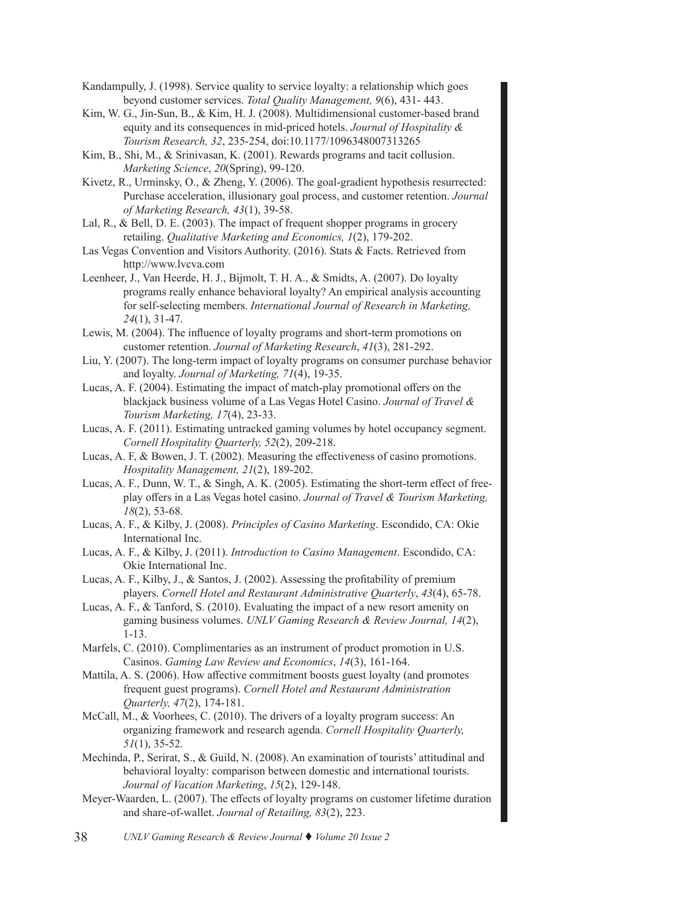Kandampully, J. (1998). Service quality to service loyalty: a relationship which goes beyond customer services. *Total Quality Management, 9*(6), 431- 443.

Kim, W. G., Jin-Sun, B., & Kim, H. J. (2008). Multidimensional customer-based brand equity and its consequences in mid-priced hotels. *Journal of Hospitality & Tourism Research, 32*, 235-254, doi:10.1177/1096348007313265

Kim, B., Shi, M., & Srinivasan, K. (2001). Rewards programs and tacit collusion. *Marketing Science*, *20*(Spring), 99-120.

Kivetz, R., Urminsky, O., & Zheng, Y. (2006). The goal-gradient hypothesis resurrected: Purchase acceleration, illusionary goal process, and customer retention. *Journal of Marketing Research, 43*(1), 39-58.

Lal, R., & Bell, D. E. (2003). The impact of frequent shopper programs in grocery retailing. *Qualitative Marketing and Economics, 1*(2), 179-202.

Las Vegas Convention and Visitors Authority. (2016). Stats & Facts. Retrieved from http://www.lvcva.com

Leenheer, J., Van Heerde, H. J., Bijmolt, T. H. A., & Smidts, A. (2007). Do loyalty programs really enhance behavioral loyalty? An empirical analysis accounting for self-selecting members. *International Journal of Research in Marketing, 24*(1), 31-47.

Lewis, M. (2004). The influence of loyalty programs and short-term promotions on customer retention. *Journal of Marketing Research*, *41*(3), 281-292.

Liu, Y. (2007). The long-term impact of loyalty programs on consumer purchase behavior and loyalty. *Journal of Marketing, 71*(4), 19-35.

Lucas, A. F. (2004). Estimating the impact of match-play promotional offers on the blackjack business volume of a Las Vegas Hotel Casino. *Journal of Travel & Tourism Marketing, 17*(4), 23-33.

Lucas, A. F. (2011). Estimating untracked gaming volumes by hotel occupancy segment. *Cornell Hospitality Quarterly, 52*(2), 209-218.

Lucas, A. F, & Bowen, J. T. (2002). Measuring the effectiveness of casino promotions. *Hospitality Management, 21*(2), 189-202.

Lucas, A. F., Dunn, W. T., & Singh, A. K. (2005). Estimating the short-term effect of free-play offers in a Las Vegas hotel casino. *Journal of Travel & Tourism Marketing, 18*(2), 53-68.

Lucas, A. F., & Kilby, J. (2008). *Principles of Casino Marketing*. Escondido, CA: Okie International Inc.

Lucas, A. F., & Kilby, J. (2011). *Introduction to Casino Management*. Escondido, CA: Okie International Inc.

Lucas, A. F., Kilby, J., & Santos, J. (2002). Assessing the profitability of premium players. *Cornell Hotel and Restaurant Administrative Quarterly*, *43*(4), 65-78.

Lucas, A. F., & Tanford, S. (2010). Evaluating the impact of a new resort amenity on gaming business volumes. *UNLV Gaming Research & Review Journal, 14*(2), 1-13.

Marfels, C. (2010). Complimentaries as an instrument of product promotion in U.S. Casinos. *Gaming Law Review and Economics*, *14*(3), 161-164.

Mattila, A. S. (2006). How affective commitment boosts guest loyalty (and promotes frequent guest programs). *Cornell Hotel and Restaurant Administration Quarterly, 47*(2), 174-181.

McCall, M., & Voorhees, C. (2010). The drivers of a loyalty program success: An organizing framework and research agenda. *Cornell Hospitality Quarterly, 51*(1), 35-52.

Mechinda, P., Serirat, S., & Guild, N. (2008). An examination of tourists' attitudinal and behavioral loyalty: comparison between domestic and international tourists. *Journal of Vacation Marketing*, *15*(2), 129-148.

Meyer-Waarden, L. (2007). The effects of loyalty programs on customer lifetime duration and share-of-wallet. *Journal of Retailing, 83*(2), 223.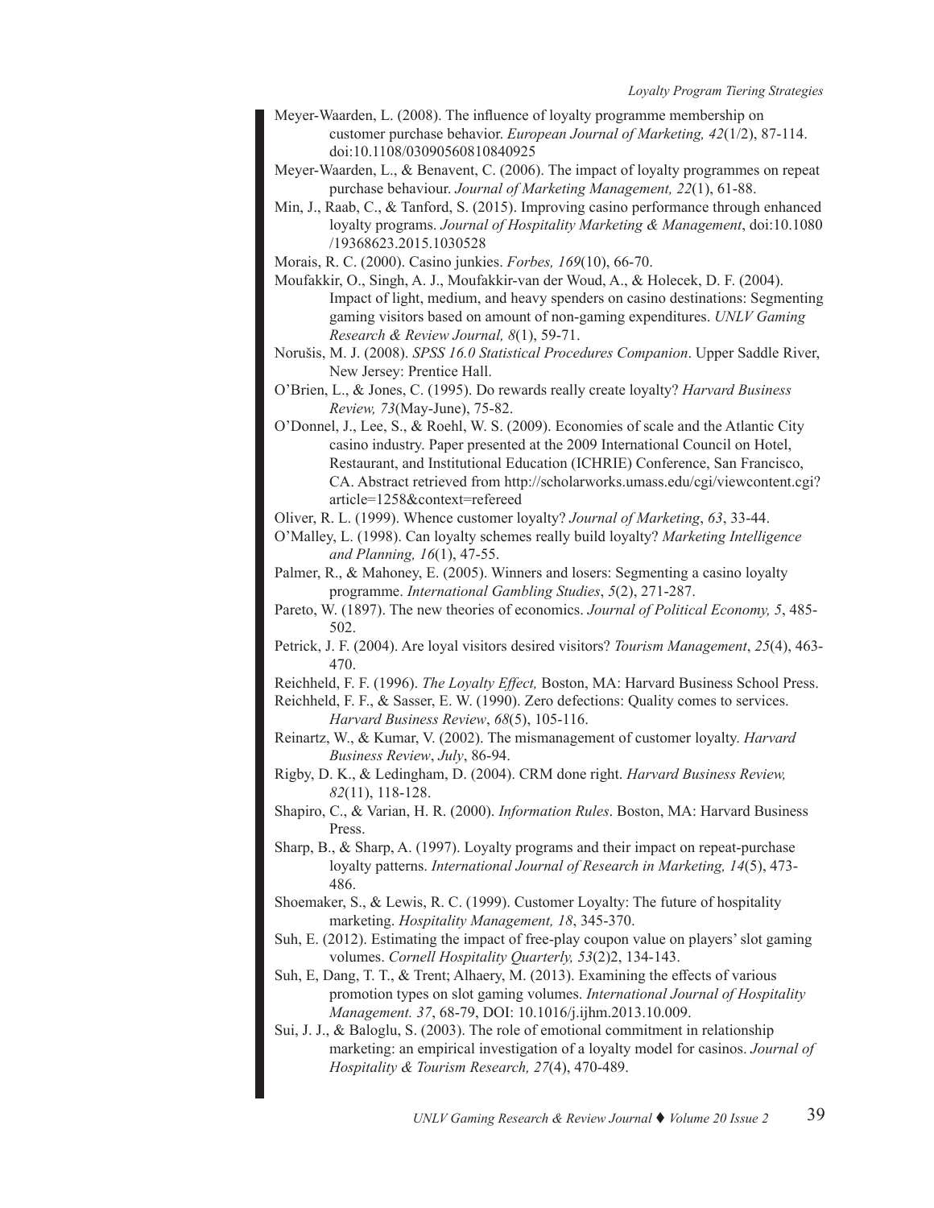Meyer-Waarden, L. (2008). The influence of loyalty programme membership on customer purchase behavior. *European Journal of Marketing, 42*(1/2), 87-114. doi:10.1108/03090560810840925

Meyer-Waarden, L., & Benavent, C. (2006). The impact of loyalty programmes on repeat purchase behaviour. *Journal of Marketing Management, 22*(1), 61-88.

Min, J., Raab, C., & Tanford, S. (2015). Improving casino performance through enhanced loyalty programs. *Journal of Hospitality Marketing & Management*, doi:10.1080/19368623.2015.1030528

Morais, R. C. (2000). Casino junkies. *Forbes, 169*(10), 66-70.

Moufakkir, O., Singh, A. J., Moufakkir-van der Woud, A., & Holecek, D. F. (2004). Impact of light, medium, and heavy spenders on casino destinations: Segmenting gaming visitors based on amount of non-gaming expenditures. *UNLV Gaming Research & Review Journal, 8*(1), 59-71.

Norušis, M. J. (2008). *SPSS 16.0 Statistical Procedures Companion*. Upper Saddle River, New Jersey: Prentice Hall.

O'Brien, L., & Jones, C. (1995). Do rewards really create loyalty? *Harvard Business Review, 73*(May-June), 75-82.

O'Donnel, J., Lee, S., & Roehl, W. S. (2009). Economies of scale and the Atlantic City casino industry. Paper presented at the 2009 International Council on Hotel, Restaurant, and Institutional Education (ICHRIE) Conference, San Francisco, CA. Abstract retrieved from http://scholarworks.umass.edu/cgi/viewcontent.cgi?article=1258&context=refereed

Oliver, R. L. (1999). Whence customer loyalty? *Journal of Marketing*, *63*, 33-44.

O'Malley, L. (1998). Can loyalty schemes really build loyalty? *Marketing Intelligence and Planning, 16*(1), 47-55.

Palmer, R., & Mahoney, E. (2005). Winners and losers: Segmenting a casino loyalty programme. *International Gambling Studies*, *5*(2), 271-287.

Pareto, W. (1897). The new theories of economics. *Journal of Political Economy, 5*, 485-502.

Petrick, J. F. (2004). Are loyal visitors desired visitors? *Tourism Management*, *25*(4), 463-470.

Reichheld, F. F. (1996). *The Loyalty Effect,* Boston, MA: Harvard Business School Press.

Reichheld, F. F., & Sasser, E. W. (1990). Zero defections: Quality comes to services. *Harvard Business Review*, *68*(5), 105-116.

Reinartz, W., & Kumar, V. (2002). The mismanagement of customer loyalty. *Harvard Business Review*, *July*, 86-94.

Rigby, D. K., & Ledingham, D. (2004). CRM done right. *Harvard Business Review, 82*(11), 118-128.

Shapiro, C., & Varian, H. R. (2000). *Information Rules*. Boston, MA: Harvard Business Press.

Sharp, B., & Sharp, A. (1997). Loyalty programs and their impact on repeat-purchase loyalty patterns. *International Journal of Research in Marketing, 14*(5), 473-486.

Shoemaker, S., & Lewis, R. C. (1999). Customer Loyalty: The future of hospitality marketing. *Hospitality Management, 18*, 345-370.

Suh, E. (2012). Estimating the impact of free-play coupon value on players' slot gaming volumes. *Cornell Hospitality Quarterly, 53*(2)2, 134-143.

Suh, E, Dang, T. T., & Trent; Alhaery, M. (2013). Examining the effects of various promotion types on slot gaming volumes. *International Journal of Hospitality Management. 37*, 68-79, DOI: 10.1016/j.ijhm.2013.10.009.

Sui, J. J., & Baloglu, S. (2003). The role of emotional commitment in relationship marketing: an empirical investigation of a loyalty model for casinos. *Journal of Hospitality & Tourism Research, 27*(4), 470-489.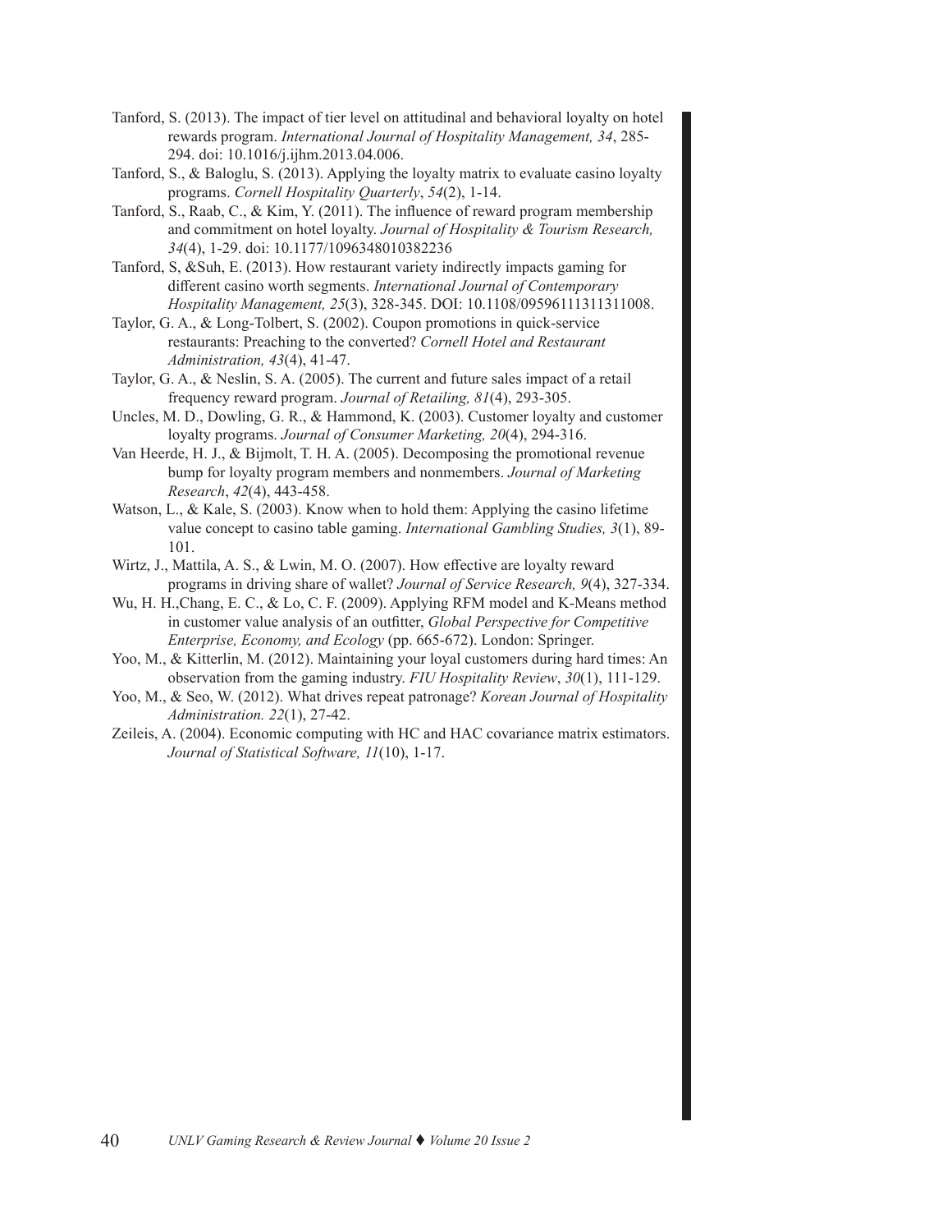Tanford, S. (2013). The impact of tier level on attitudinal and behavioral loyalty on hotel rewards program. *International Journal of Hospitality Management, 34*, 285-294. doi: 10.1016/j.ijhm.2013.04.006.

Tanford, S., & Baloglu, S. (2013). Applying the loyalty matrix to evaluate casino loyalty programs. *Cornell Hospitality Quarterly*, *54*(2), 1-14.

Tanford, S., Raab, C., & Kim, Y. (2011). The influence of reward program membership and commitment on hotel loyalty. *Journal of Hospitality & Tourism Research, 34*(4), 1-29. doi: 10.1177/1096348010382236

Tanford, S, &Suh, E. (2013). How restaurant variety indirectly impacts gaming for different casino worth segments. *International Journal of Contemporary Hospitality Management, 25*(3), 328-345. DOI: 10.1108/09596111311311008.

Taylor, G. A., & Long-Tolbert, S. (2002). Coupon promotions in quick-service restaurants: Preaching to the converted? *Cornell Hotel and Restaurant Administration, 43*(4), 41-47.

Taylor, G. A., & Neslin, S. A. (2005). The current and future sales impact of a retail frequency reward program. *Journal of Retailing, 81*(4), 293-305.

Uncles, M. D., Dowling, G. R., & Hammond, K. (2003). Customer loyalty and customer loyalty programs. *Journal of Consumer Marketing, 20*(4), 294-316.

Van Heerde, H. J., & Bijmolt, T. H. A. (2005). Decomposing the promotional revenue bump for loyalty program members and nonmembers. *Journal of Marketing Research*, *42*(4), 443-458.

Watson, L., & Kale, S. (2003). Know when to hold them: Applying the casino lifetime value concept to casino table gaming. *International Gambling Studies, 3*(1), 89-101.

Wirtz, J., Mattila, A. S., & Lwin, M. O. (2007). How effective are loyalty reward programs in driving share of wallet? *Journal of Service Research, 9*(4), 327-334.

Wu, H. H.,Chang, E. C., & Lo, C. F. (2009). Applying RFM model and K-Means method in customer value analysis of an outfitter, *Global Perspective for Competitive Enterprise, Economy, and Ecology* (pp. 665-672). London: Springer.

Yoo, M., & Kitterlin, M. (2012). Maintaining your loyal customers during hard times: An observation from the gaming industry. *FIU Hospitality Review*, *30*(1), 111-129.

Yoo, M., & Seo, W. (2012). What drives repeat patronage? *Korean Journal of Hospitality Administration. 22*(1), 27-42.

Zeileis, A. (2004). Economic computing with HC and HAC covariance matrix estimators. *Journal of Statistical Software, 11*(10), 1-17.